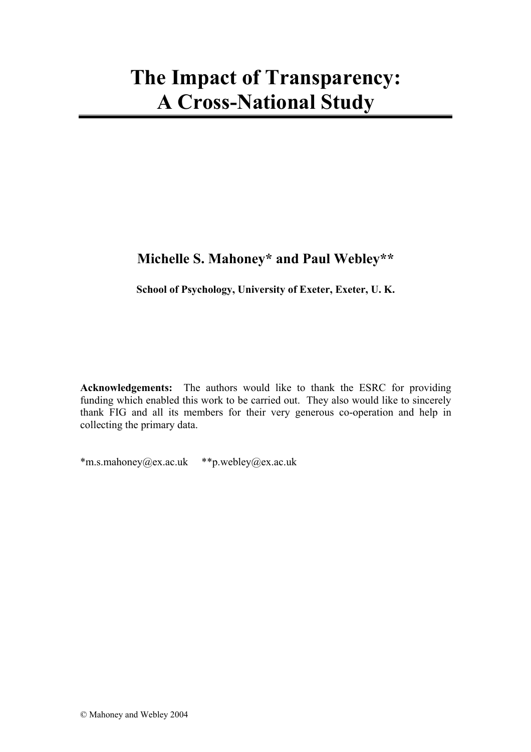# The Impact of Transparency: A Cross-National Study

**Michelle S. Mahoney\* and Paul Webley\*\***

**School of Psychology, University of Exeter, Exeter, U. K.**

**Acknowledgements:** The authors would like to thank the ESRC for providing funding which enabled this work to be carried out. They also would like to sincerely thank FIG and all its members for their very generous co-operation and help in collecting the primary data.

*m.s.mahoney@ex.ac.uk     **p.webley@ex.ac.uk

© Mahoney and Webley 2004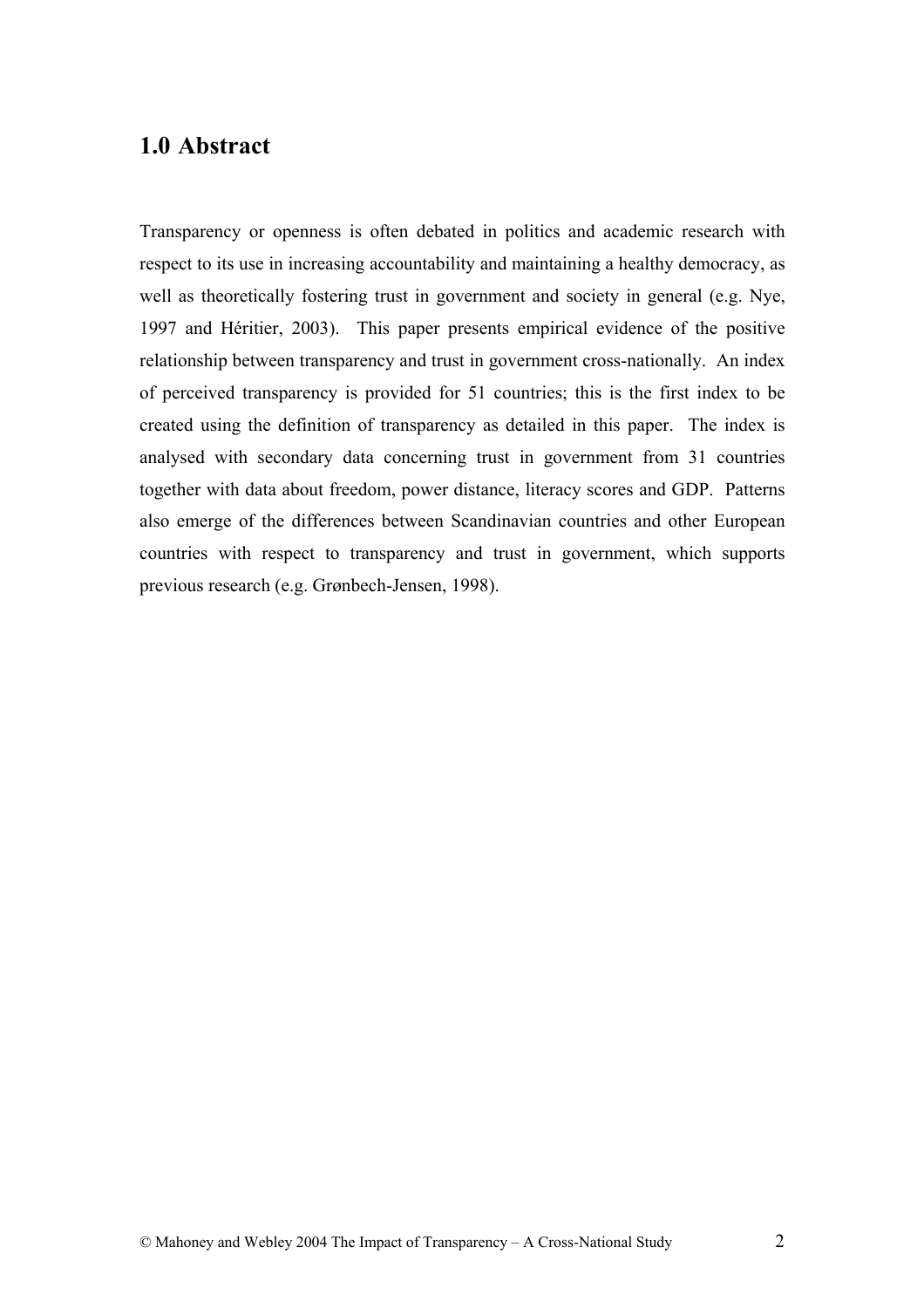## 1.0 Abstract

Transparency or openness is often debated in politics and academic research with respect to its use in increasing accountability and maintaining a healthy democracy, as well as theoretically fostering trust in government and society in general (e.g. Nye, 1997 and Héritier, 2003). This paper presents empirical evidence of the positive relationship between transparency and trust in government cross-nationally. An index of perceived transparency is provided for 51 countries; this is the first index to be created using the definition of transparency as detailed in this paper. The index is analysed with secondary data concerning trust in government from 31 countries together with data about freedom, power distance, literacy scores and GDP. Patterns also emerge of the differences between Scandinavian countries and other European countries with respect to transparency and trust in government, which supports previous research (e.g. Grønbech-Jensen, 1998).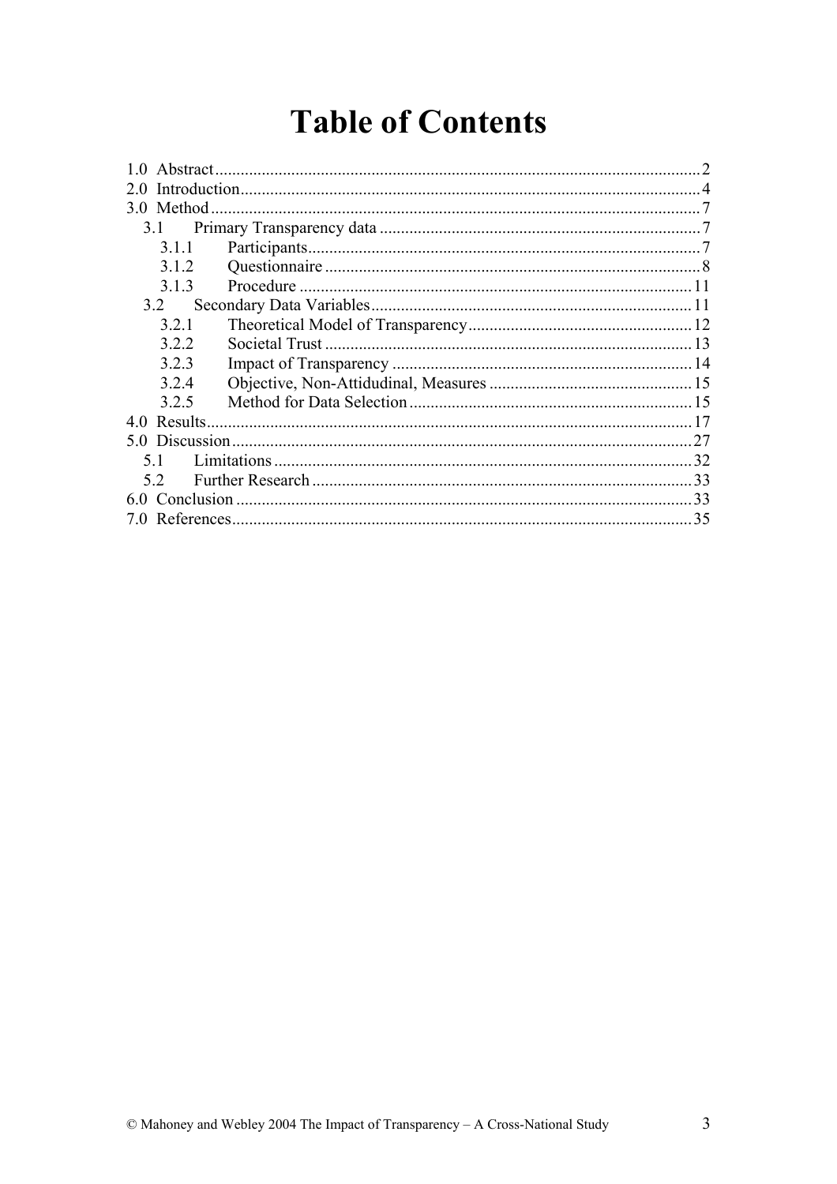# Table of Contents

1.0 Abstract .......... 2
2.0 Introduction .......... 4
3.0 Method .......... 7
- 3.1 Primary Transparency data .......... 7
  - 3.1.1 Participants .......... 7
  - 3.1.2 Questionnaire .......... 8
  - 3.1.3 Procedure .......... 11
- 3.2 Secondary Data Variables .......... 11
  - 3.2.1 Theoretical Model of Transparency .......... 12
  - 3.2.2 Societal Trust .......... 13
  - 3.2.3 Impact of Transparency .......... 14
  - 3.2.4 Objective, Non-Attidudinal, Measures .......... 15
  - 3.2.5 Method for Data Selection .......... 15

4.0 Results .......... 17
5.0 Discussion .......... 27
- 5.1 Limitations .......... 32
- 5.2 Further Research .......... 33

6.0 Conclusion .......... 33
7.0 References .......... 35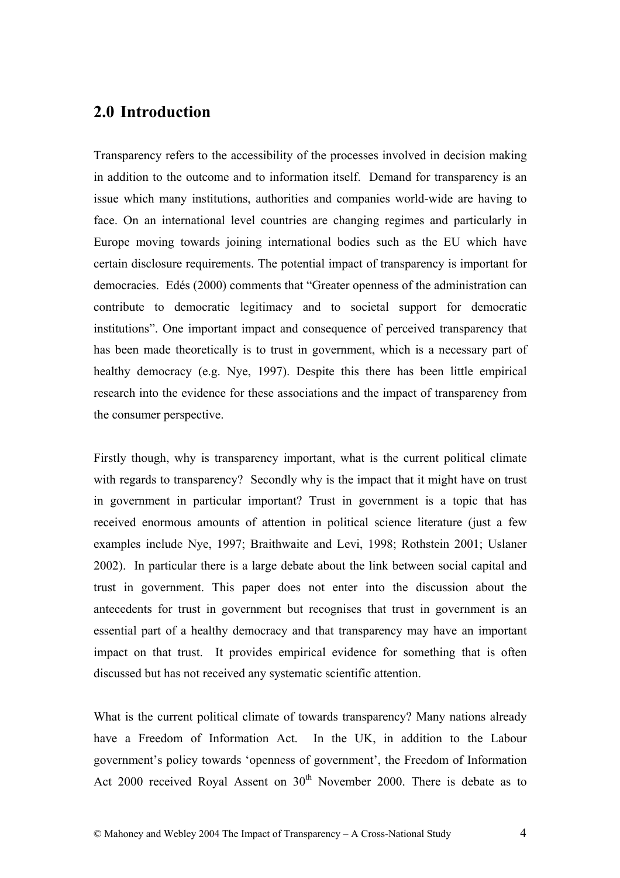## 2.0 Introduction

Transparency refers to the accessibility of the processes involved in decision making in addition to the outcome and to information itself. Demand for transparency is an issue which many institutions, authorities and companies world-wide are having to face. On an international level countries are changing regimes and particularly in Europe moving towards joining international bodies such as the EU which have certain disclosure requirements. The potential impact of transparency is important for democracies. Edés (2000) comments that "Greater openness of the administration can contribute to democratic legitimacy and to societal support for democratic institutions". One important impact and consequence of perceived transparency that has been made theoretically is to trust in government, which is a necessary part of healthy democracy (e.g. Nye, 1997). Despite this there has been little empirical research into the evidence for these associations and the impact of transparency from the consumer perspective.

Firstly though, why is transparency important, what is the current political climate with regards to transparency? Secondly why is the impact that it might have on trust in government in particular important? Trust in government is a topic that has received enormous amounts of attention in political science literature (just a few examples include Nye, 1997; Braithwaite and Levi, 1998; Rothstein 2001; Uslaner 2002). In particular there is a large debate about the link between social capital and trust in government. This paper does not enter into the discussion about the antecedents for trust in government but recognises that trust in government is an essential part of a healthy democracy and that transparency may have an important impact on that trust. It provides empirical evidence for something that is often discussed but has not received any systematic scientific attention.

What is the current political climate of towards transparency? Many nations already have a Freedom of Information Act. In the UK, in addition to the Labour government's policy towards 'openness of government', the Freedom of Information Act 2000 received Royal Assent on 30th November 2000. There is debate as to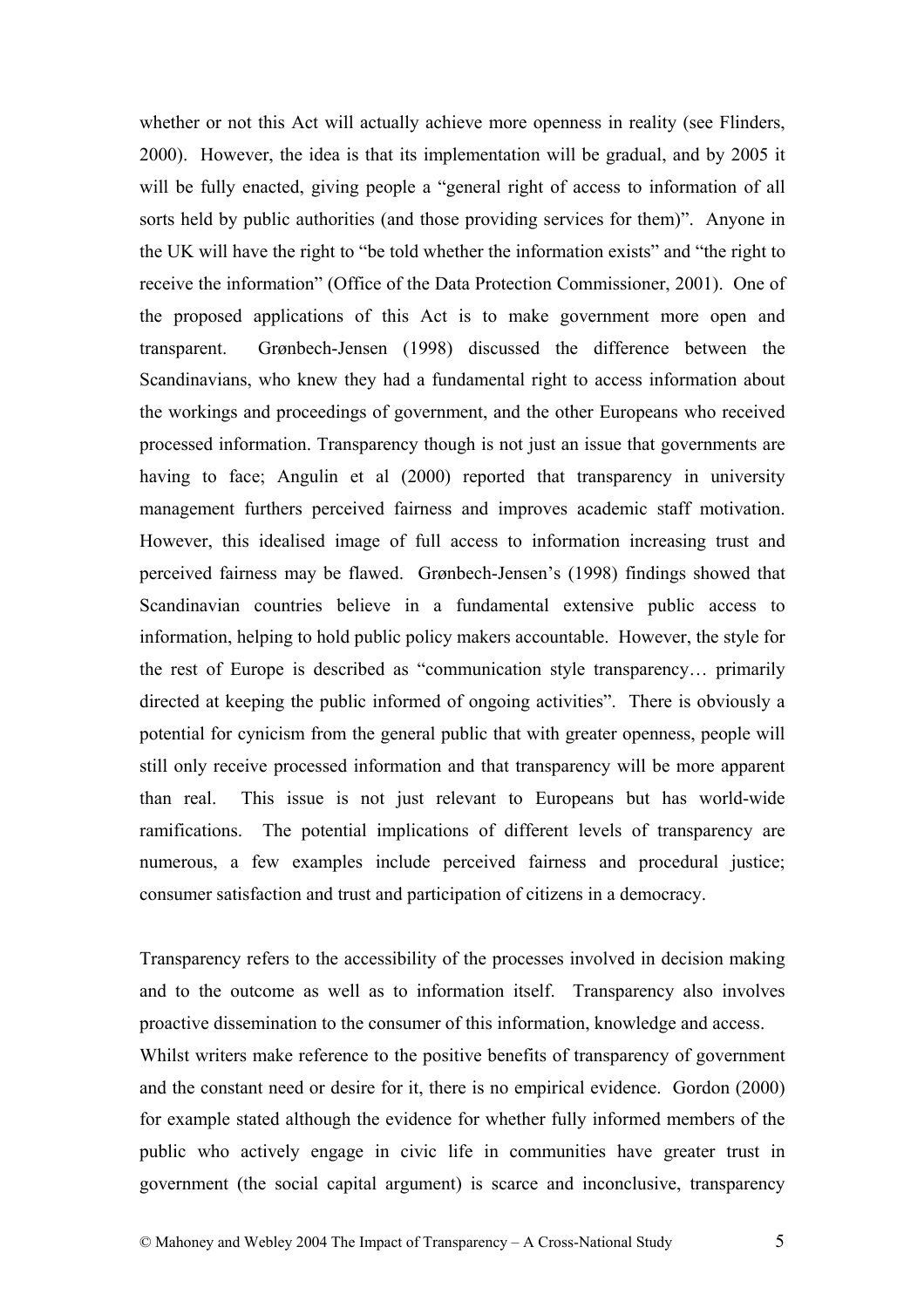whether or not this Act will actually achieve more openness in reality (see Flinders, 2000). However, the idea is that its implementation will be gradual, and by 2005 it will be fully enacted, giving people a "general right of access to information of all sorts held by public authorities (and those providing services for them)". Anyone in the UK will have the right to "be told whether the information exists" and "the right to receive the information" (Office of the Data Protection Commissioner, 2001). One of the proposed applications of this Act is to make government more open and transparent. Grønbech-Jensen (1998) discussed the difference between the Scandinavians, who knew they had a fundamental right to access information about the workings and proceedings of government, and the other Europeans who received processed information. Transparency though is not just an issue that governments are having to face; Angulin et al (2000) reported that transparency in university management furthers perceived fairness and improves academic staff motivation. However, this idealised image of full access to information increasing trust and perceived fairness may be flawed. Grønbech-Jensen's (1998) findings showed that Scandinavian countries believe in a fundamental extensive public access to information, helping to hold public policy makers accountable. However, the style for the rest of Europe is described as "communication style transparency… primarily directed at keeping the public informed of ongoing activities". There is obviously a potential for cynicism from the general public that with greater openness, people will still only receive processed information and that transparency will be more apparent than real. This issue is not just relevant to Europeans but has world-wide ramifications. The potential implications of different levels of transparency are numerous, a few examples include perceived fairness and procedural justice; consumer satisfaction and trust and participation of citizens in a democracy.

Transparency refers to the accessibility of the processes involved in decision making and to the outcome as well as to information itself. Transparency also involves proactive dissemination to the consumer of this information, knowledge and access.
Whilst writers make reference to the positive benefits of transparency of government and the constant need or desire for it, there is no empirical evidence. Gordon (2000) for example stated although the evidence for whether fully informed members of the public who actively engage in civic life in communities have greater trust in government (the social capital argument) is scarce and inconclusive, transparency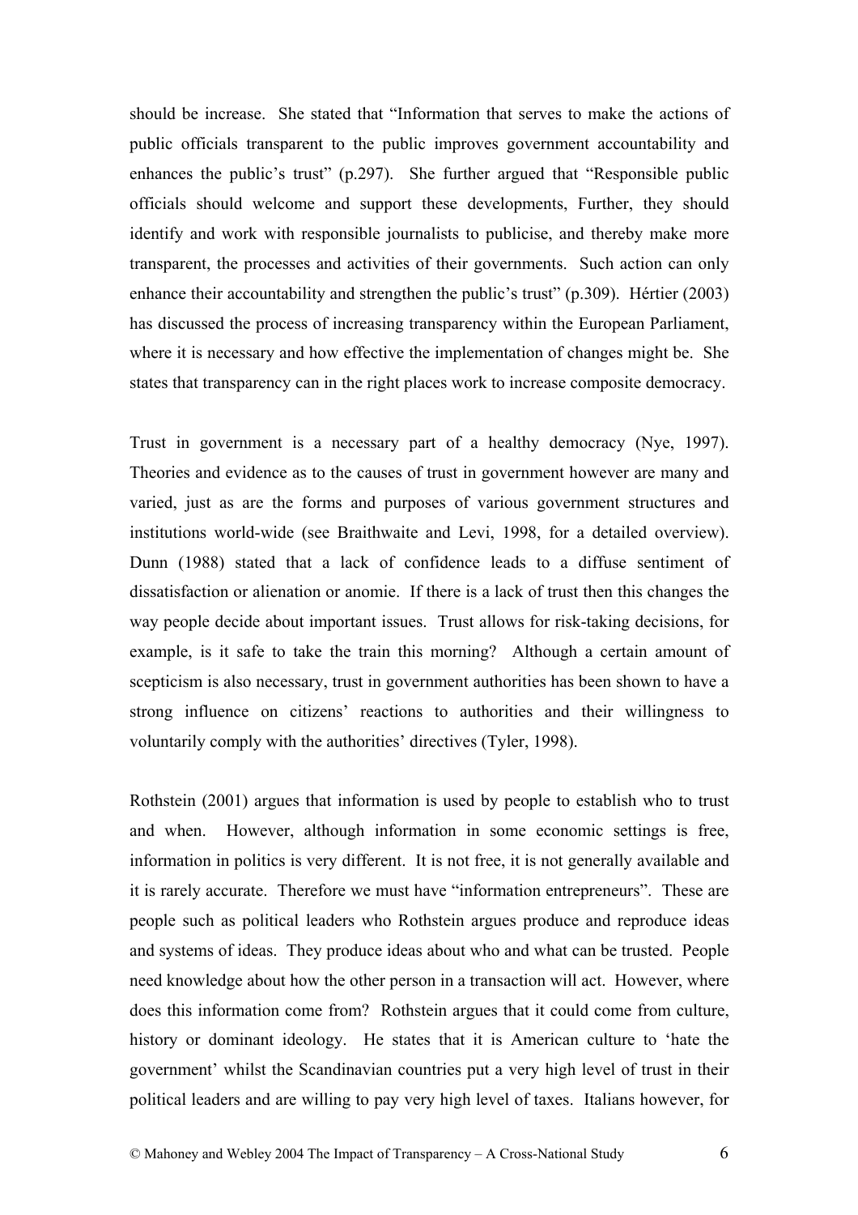should be increase. She stated that "Information that serves to make the actions of public officials transparent to the public improves government accountability and enhances the public's trust" (p.297). She further argued that "Responsible public officials should welcome and support these developments, Further, they should identify and work with responsible journalists to publicise, and thereby make more transparent, the processes and activities of their governments. Such action can only enhance their accountability and strengthen the public's trust" (p.309). Hértier (2003) has discussed the process of increasing transparency within the European Parliament, where it is necessary and how effective the implementation of changes might be. She states that transparency can in the right places work to increase composite democracy.

Trust in government is a necessary part of a healthy democracy (Nye, 1997). Theories and evidence as to the causes of trust in government however are many and varied, just as are the forms and purposes of various government structures and institutions world-wide (see Braithwaite and Levi, 1998, for a detailed overview). Dunn (1988) stated that a lack of confidence leads to a diffuse sentiment of dissatisfaction or alienation or anomie. If there is a lack of trust then this changes the way people decide about important issues. Trust allows for risk-taking decisions, for example, is it safe to take the train this morning? Although a certain amount of scepticism is also necessary, trust in government authorities has been shown to have a strong influence on citizens' reactions to authorities and their willingness to voluntarily comply with the authorities' directives (Tyler, 1998).

Rothstein (2001) argues that information is used by people to establish who to trust and when. However, although information in some economic settings is free, information in politics is very different. It is not free, it is not generally available and it is rarely accurate. Therefore we must have "information entrepreneurs". These are people such as political leaders who Rothstein argues produce and reproduce ideas and systems of ideas. They produce ideas about who and what can be trusted. People need knowledge about how the other person in a transaction will act. However, where does this information come from? Rothstein argues that it could come from culture, history or dominant ideology. He states that it is American culture to 'hate the government' whilst the Scandinavian countries put a very high level of trust in their political leaders and are willing to pay very high level of taxes. Italians however, for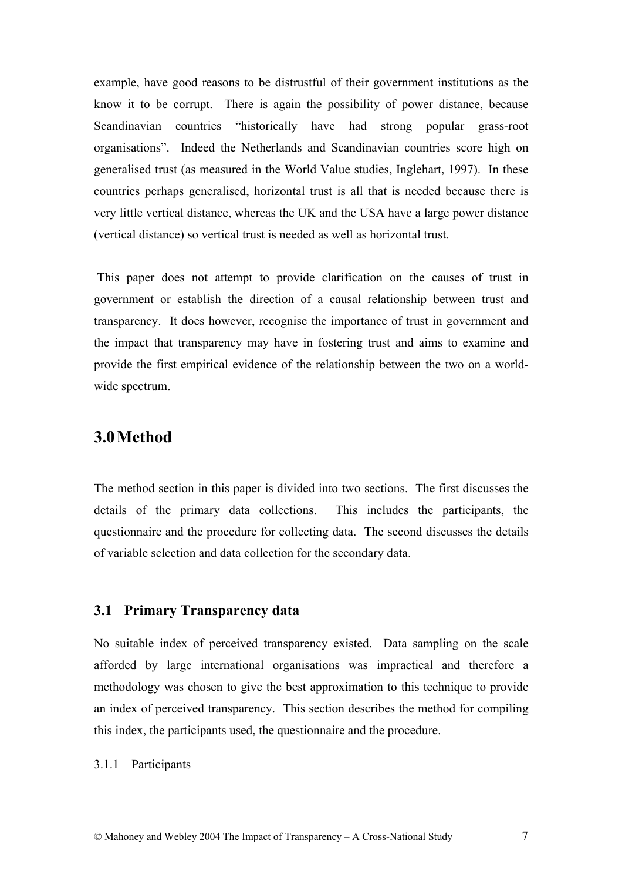example, have good reasons to be distrustful of their government institutions as the know it to be corrupt. There is again the possibility of power distance, because Scandinavian countries "historically have had strong popular grass-root organisations". Indeed the Netherlands and Scandinavian countries score high on generalised trust (as measured in the World Value studies, Inglehart, 1997). In these countries perhaps generalised, horizontal trust is all that is needed because there is very little vertical distance, whereas the UK and the USA have a large power distance (vertical distance) so vertical trust is needed as well as horizontal trust.

This paper does not attempt to provide clarification on the causes of trust in government or establish the direction of a causal relationship between trust and transparency. It does however, recognise the importance of trust in government and the impact that transparency may have in fostering trust and aims to examine and provide the first empirical evidence of the relationship between the two on a world-wide spectrum.

# 3.0 Method

The method section in this paper is divided into two sections. The first discusses the details of the primary data collections. This includes the participants, the questionnaire and the procedure for collecting data. The second discusses the details of variable selection and data collection for the secondary data.

## 3.1 Primary Transparency data

No suitable index of perceived transparency existed. Data sampling on the scale afforded by large international organisations was impractical and therefore a methodology was chosen to give the best approximation to this technique to provide an index of perceived transparency. This section describes the method for compiling this index, the participants used, the questionnaire and the procedure.

### 3.1.1 Participants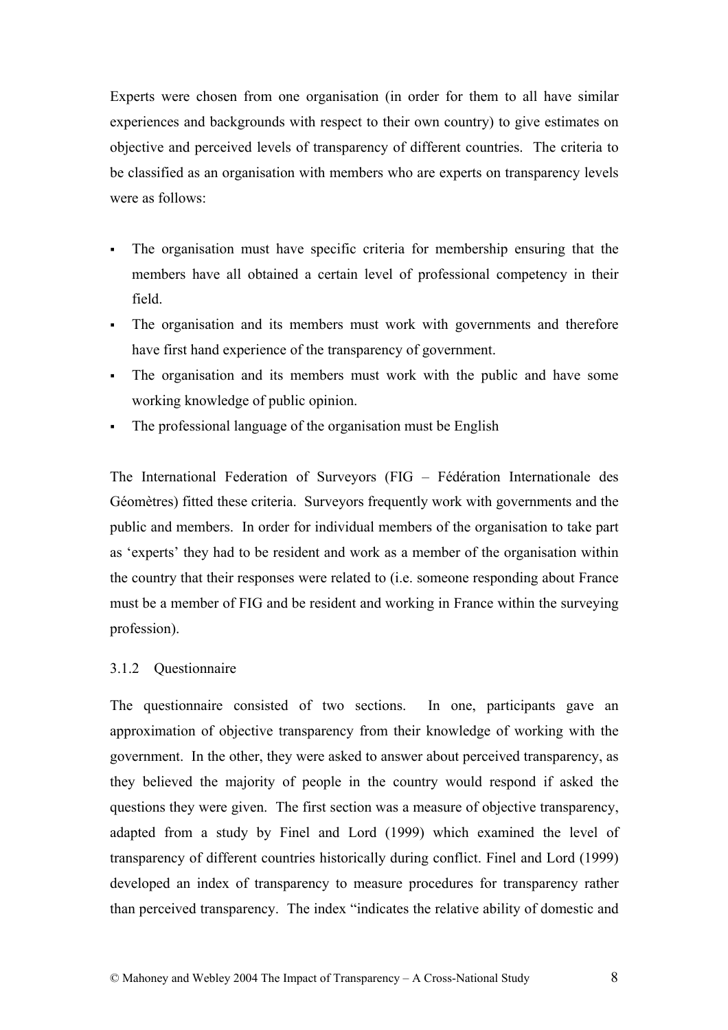Experts were chosen from one organisation (in order for them to all have similar experiences and backgrounds with respect to their own country) to give estimates on objective and perceived levels of transparency of different countries. The criteria to be classified as an organisation with members who are experts on transparency levels were as follows:

- The organisation must have specific criteria for membership ensuring that the members have all obtained a certain level of professional competency in their field.
- The organisation and its members must work with governments and therefore have first hand experience of the transparency of government.
- The organisation and its members must work with the public and have some working knowledge of public opinion.
- The professional language of the organisation must be English

The International Federation of Surveyors (FIG – Fédération Internationale des Géomètres) fitted these criteria. Surveyors frequently work with governments and the public and members. In order for individual members of the organisation to take part as 'experts' they had to be resident and work as a member of the organisation within the country that their responses were related to (i.e. someone responding about France must be a member of FIG and be resident and working in France within the surveying profession).

### 3.1.2 Questionnaire

The questionnaire consisted of two sections. In one, participants gave an approximation of objective transparency from their knowledge of working with the government. In the other, they were asked to answer about perceived transparency, as they believed the majority of people in the country would respond if asked the questions they were given. The first section was a measure of objective transparency, adapted from a study by Finel and Lord (1999) which examined the level of transparency of different countries historically during conflict. Finel and Lord (1999) developed an index of transparency to measure procedures for transparency rather than perceived transparency. The index "indicates the relative ability of domestic and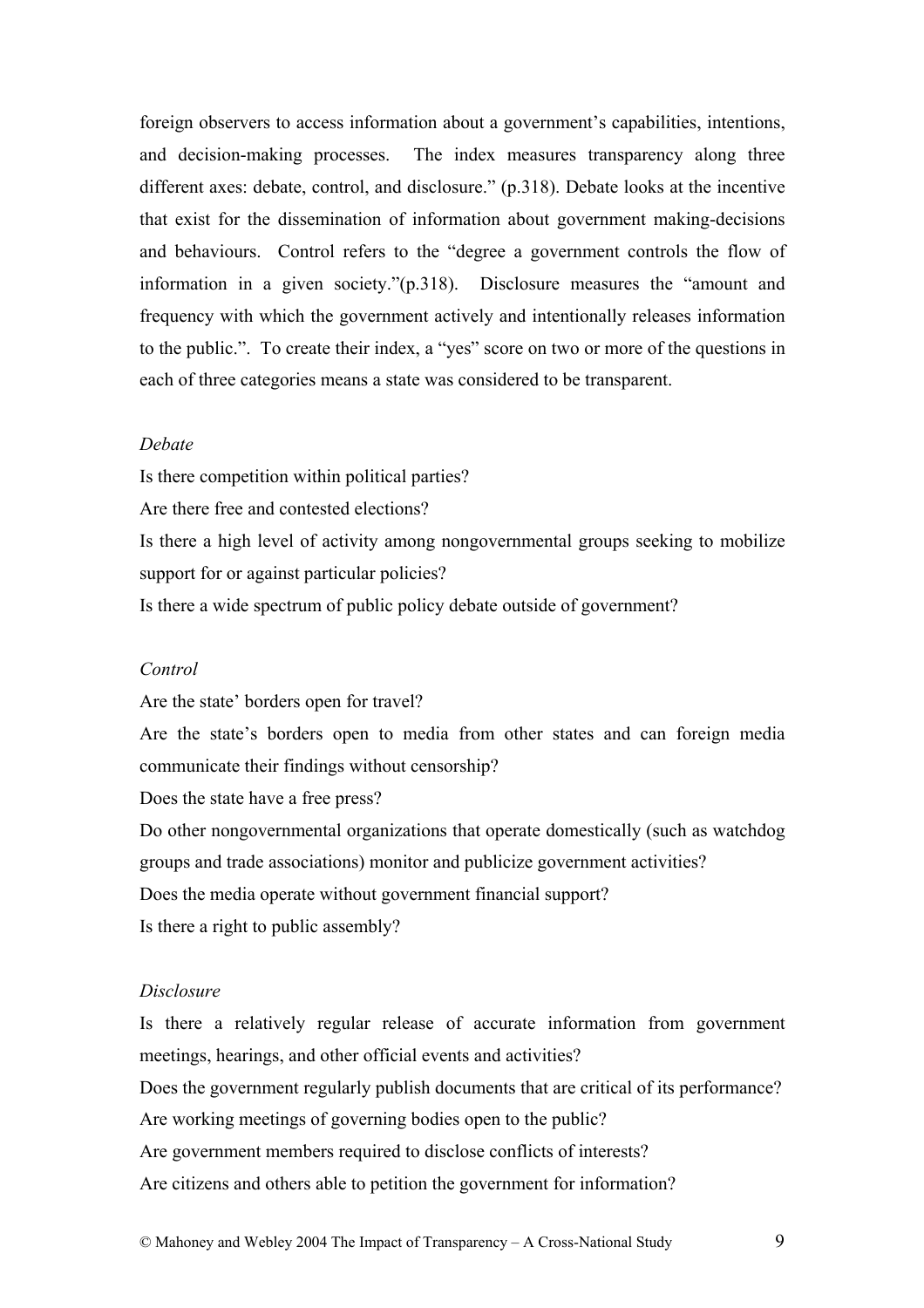foreign observers to access information about a government's capabilities, intentions, and decision-making processes. The index measures transparency along three different axes: debate, control, and disclosure." (p.318). Debate looks at the incentive that exist for the dissemination of information about government making-decisions and behaviours. Control refers to the "degree a government controls the flow of information in a given society."(p.318). Disclosure measures the "amount and frequency with which the government actively and intentionally releases information to the public.". To create their index, a "yes" score on two or more of the questions in each of three categories means a state was considered to be transparent.

*Debate*

Is there competition within political parties?

Are there free and contested elections?

Is there a high level of activity among nongovernmental groups seeking to mobilize support for or against particular policies?

Is there a wide spectrum of public policy debate outside of government?

*Control*

Are the state' borders open for travel?

Are the state's borders open to media from other states and can foreign media communicate their findings without censorship?

Does the state have a free press?

Do other nongovernmental organizations that operate domestically (such as watchdog groups and trade associations) monitor and publicize government activities?

Does the media operate without government financial support?

Is there a right to public assembly?

*Disclosure*

Is there a relatively regular release of accurate information from government meetings, hearings, and other official events and activities?

Does the government regularly publish documents that are critical of its performance?

Are working meetings of governing bodies open to the public?

Are government members required to disclose conflicts of interests?

Are citizens and others able to petition the government for information?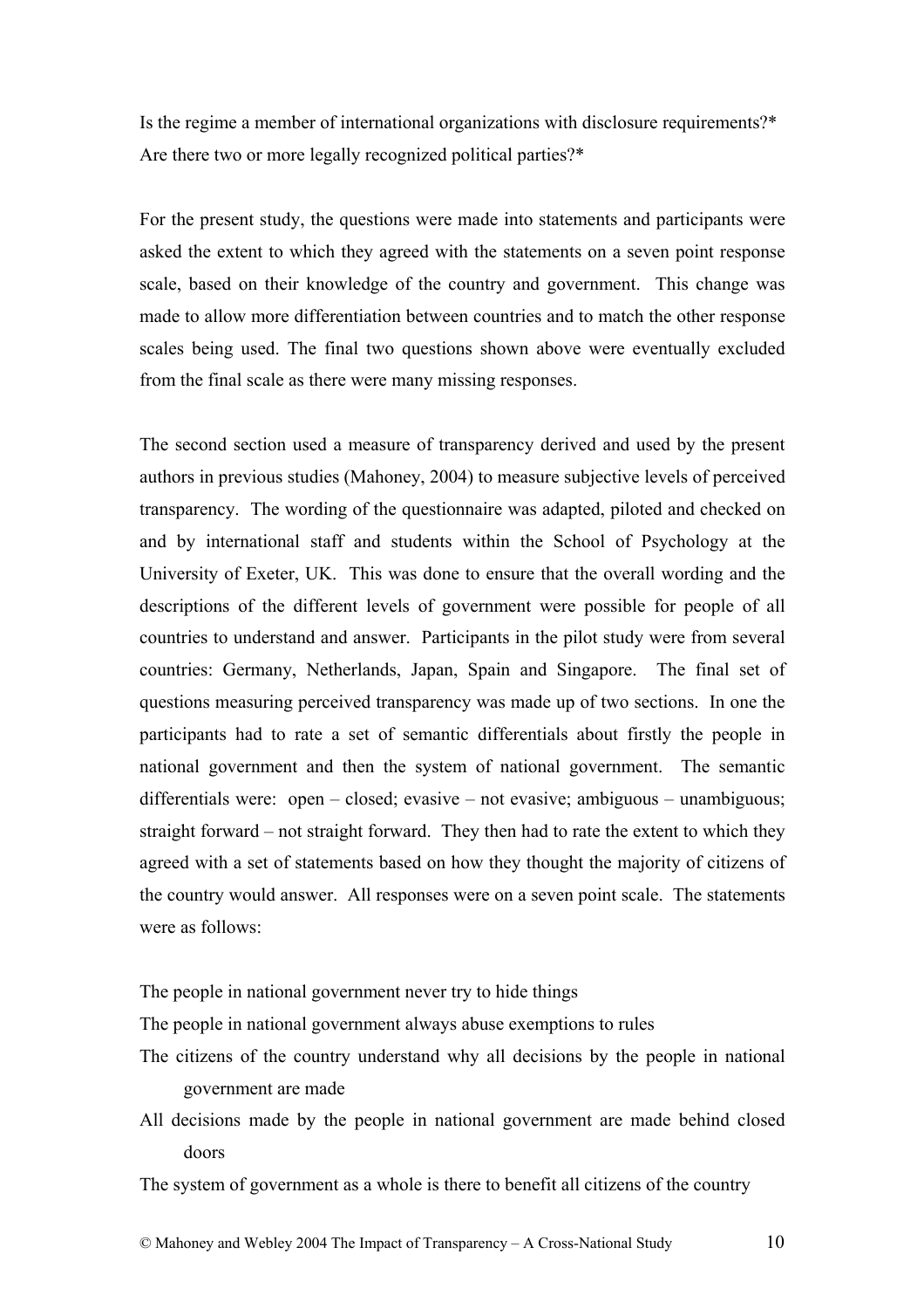Is the regime a member of international organizations with disclosure requirements?*
Are there two or more legally recognized political parties?*

For the present study, the questions were made into statements and participants were asked the extent to which they agreed with the statements on a seven point response scale, based on their knowledge of the country and government. This change was made to allow more differentiation between countries and to match the other response scales being used. The final two questions shown above were eventually excluded from the final scale as there were many missing responses.

The second section used a measure of transparency derived and used by the present authors in previous studies (Mahoney, 2004) to measure subjective levels of perceived transparency. The wording of the questionnaire was adapted, piloted and checked on and by international staff and students within the School of Psychology at the University of Exeter, UK. This was done to ensure that the overall wording and the descriptions of the different levels of government were possible for people of all countries to understand and answer. Participants in the pilot study were from several countries: Germany, Netherlands, Japan, Spain and Singapore. The final set of questions measuring perceived transparency was made up of two sections. In one the participants had to rate a set of semantic differentials about firstly the people in national government and then the system of national government. The semantic differentials were: open – closed; evasive – not evasive; ambiguous – unambiguous; straight forward – not straight forward. They then had to rate the extent to which they agreed with a set of statements based on how they thought the majority of citizens of the country would answer. All responses were on a seven point scale. The statements were as follows:

The people in national government never try to hide things
The people in national government always abuse exemptions to rules
The citizens of the country understand why all decisions by the people in national government are made
All decisions made by the people in national government are made behind closed doors
The system of government as a whole is there to benefit all citizens of the country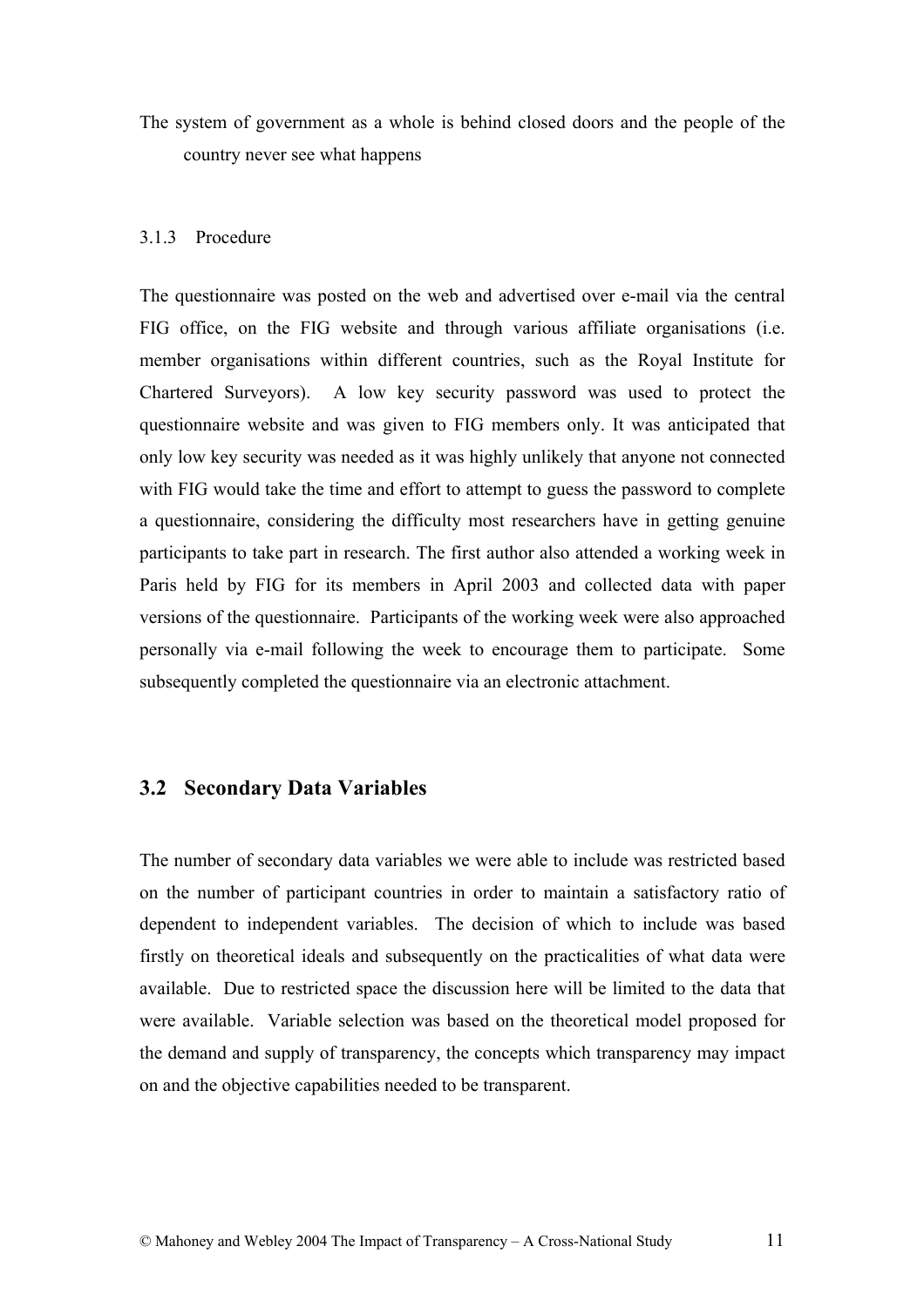The system of government as a whole is behind closed doors and the people of the country never see what happens

### 3.1.3 Procedure

The questionnaire was posted on the web and advertised over e-mail via the central FIG office, on the FIG website and through various affiliate organisations (i.e. member organisations within different countries, such as the Royal Institute for Chartered Surveyors). A low key security password was used to protect the questionnaire website and was given to FIG members only. It was anticipated that only low key security was needed as it was highly unlikely that anyone not connected with FIG would take the time and effort to attempt to guess the password to complete a questionnaire, considering the difficulty most researchers have in getting genuine participants to take part in research. The first author also attended a working week in Paris held by FIG for its members in April 2003 and collected data with paper versions of the questionnaire. Participants of the working week were also approached personally via e-mail following the week to encourage them to participate. Some subsequently completed the questionnaire via an electronic attachment.

## 3.2 Secondary Data Variables

The number of secondary data variables we were able to include was restricted based on the number of participant countries in order to maintain a satisfactory ratio of dependent to independent variables. The decision of which to include was based firstly on theoretical ideals and subsequently on the practicalities of what data were available. Due to restricted space the discussion here will be limited to the data that were available. Variable selection was based on the theoretical model proposed for the demand and supply of transparency, the concepts which transparency may impact on and the objective capabilities needed to be transparent.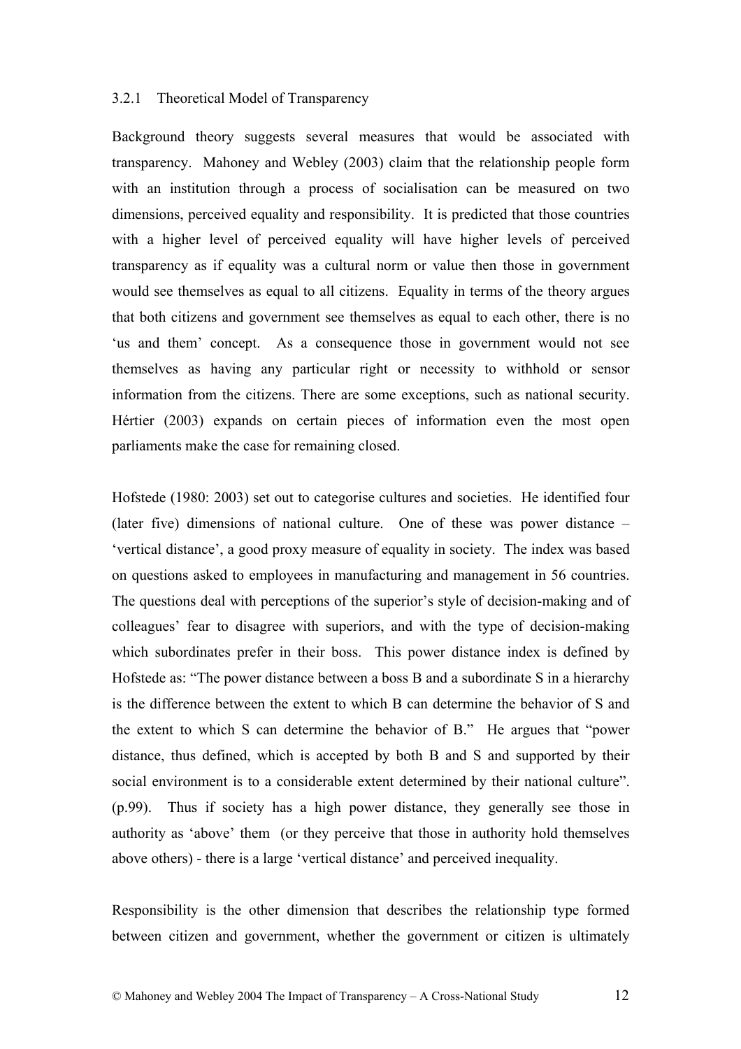### 3.2.1 Theoretical Model of Transparency

Background theory suggests several measures that would be associated with transparency. Mahoney and Webley (2003) claim that the relationship people form with an institution through a process of socialisation can be measured on two dimensions, perceived equality and responsibility. It is predicted that those countries with a higher level of perceived equality will have higher levels of perceived transparency as if equality was a cultural norm or value then those in government would see themselves as equal to all citizens. Equality in terms of the theory argues that both citizens and government see themselves as equal to each other, there is no 'us and them' concept. As a consequence those in government would not see themselves as having any particular right or necessity to withhold or sensor information from the citizens. There are some exceptions, such as national security. Hértier (2003) expands on certain pieces of information even the most open parliaments make the case for remaining closed.

Hofstede (1980: 2003) set out to categorise cultures and societies. He identified four (later five) dimensions of national culture. One of these was power distance – 'vertical distance', a good proxy measure of equality in society. The index was based on questions asked to employees in manufacturing and management in 56 countries. The questions deal with perceptions of the superior's style of decision-making and of colleagues' fear to disagree with superiors, and with the type of decision-making which subordinates prefer in their boss. This power distance index is defined by Hofstede as: "The power distance between a boss B and a subordinate S in a hierarchy is the difference between the extent to which B can determine the behavior of S and the extent to which S can determine the behavior of B." He argues that "power distance, thus defined, which is accepted by both B and S and supported by their social environment is to a considerable extent determined by their national culture". (p.99). Thus if society has a high power distance, they generally see those in authority as 'above' them (or they perceive that those in authority hold themselves above others) - there is a large 'vertical distance' and perceived inequality.

Responsibility is the other dimension that describes the relationship type formed between citizen and government, whether the government or citizen is ultimately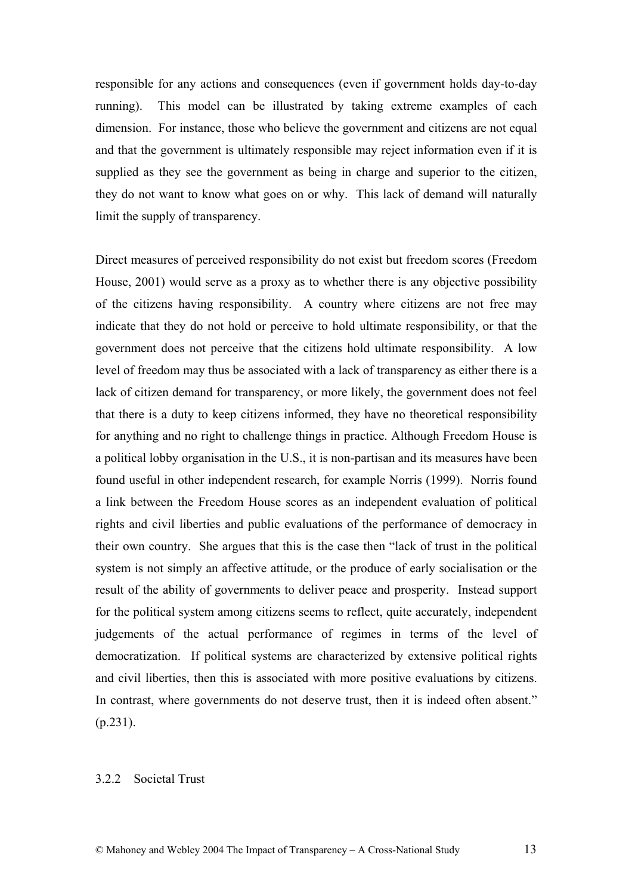responsible for any actions and consequences (even if government holds day-to-day running). This model can be illustrated by taking extreme examples of each dimension. For instance, those who believe the government and citizens are not equal and that the government is ultimately responsible may reject information even if it is supplied as they see the government as being in charge and superior to the citizen, they do not want to know what goes on or why. This lack of demand will naturally limit the supply of transparency.

Direct measures of perceived responsibility do not exist but freedom scores (Freedom House, 2001) would serve as a proxy as to whether there is any objective possibility of the citizens having responsibility. A country where citizens are not free may indicate that they do not hold or perceive to hold ultimate responsibility, or that the government does not perceive that the citizens hold ultimate responsibility. A low level of freedom may thus be associated with a lack of transparency as either there is a lack of citizen demand for transparency, or more likely, the government does not feel that there is a duty to keep citizens informed, they have no theoretical responsibility for anything and no right to challenge things in practice. Although Freedom House is a political lobby organisation in the U.S., it is non-partisan and its measures have been found useful in other independent research, for example Norris (1999). Norris found a link between the Freedom House scores as an independent evaluation of political rights and civil liberties and public evaluations of the performance of democracy in their own country. She argues that this is the case then "lack of trust in the political system is not simply an affective attitude, or the produce of early socialisation or the result of the ability of governments to deliver peace and prosperity. Instead support for the political system among citizens seems to reflect, quite accurately, independent judgements of the actual performance of regimes in terms of the level of democratization. If political systems are characterized by extensive political rights and civil liberties, then this is associated with more positive evaluations by citizens. In contrast, where governments do not deserve trust, then it is indeed often absent." (p.231).

### 3.2.2 Societal Trust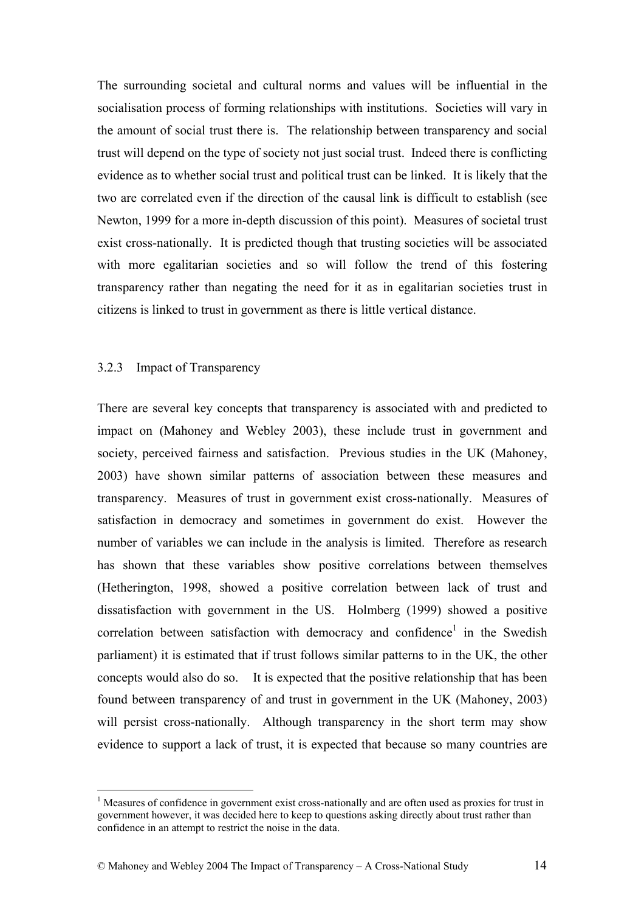The surrounding societal and cultural norms and values will be influential in the socialisation process of forming relationships with institutions. Societies will vary in the amount of social trust there is. The relationship between transparency and social trust will depend on the type of society not just social trust. Indeed there is conflicting evidence as to whether social trust and political trust can be linked. It is likely that the two are correlated even if the direction of the causal link is difficult to establish (see Newton, 1999 for a more in-depth discussion of this point). Measures of societal trust exist cross-nationally. It is predicted though that trusting societies will be associated with more egalitarian societies and so will follow the trend of this fostering transparency rather than negating the need for it as in egalitarian societies trust in citizens is linked to trust in government as there is little vertical distance.

### 3.2.3 Impact of Transparency

There are several key concepts that transparency is associated with and predicted to impact on (Mahoney and Webley 2003), these include trust in government and society, perceived fairness and satisfaction. Previous studies in the UK (Mahoney, 2003) have shown similar patterns of association between these measures and transparency. Measures of trust in government exist cross-nationally. Measures of satisfaction in democracy and sometimes in government do exist. However the number of variables we can include in the analysis is limited. Therefore as research has shown that these variables show positive correlations between themselves (Hetherington, 1998, showed a positive correlation between lack of trust and dissatisfaction with government in the US. Holmberg (1999) showed a positive correlation between satisfaction with democracy and confidence[1] in the Swedish parliament) it is estimated that if trust follows similar patterns to in the UK, the other concepts would also do so. It is expected that the positive relationship that has been found between transparency of and trust in government in the UK (Mahoney, 2003) will persist cross-nationally. Although transparency in the short term may show evidence to support a lack of trust, it is expected that because so many countries are

[1] Measures of confidence in government exist cross-nationally and are often used as proxies for trust in government however, it was decided here to keep to questions asking directly about trust rather than confidence in an attempt to restrict the noise in the data.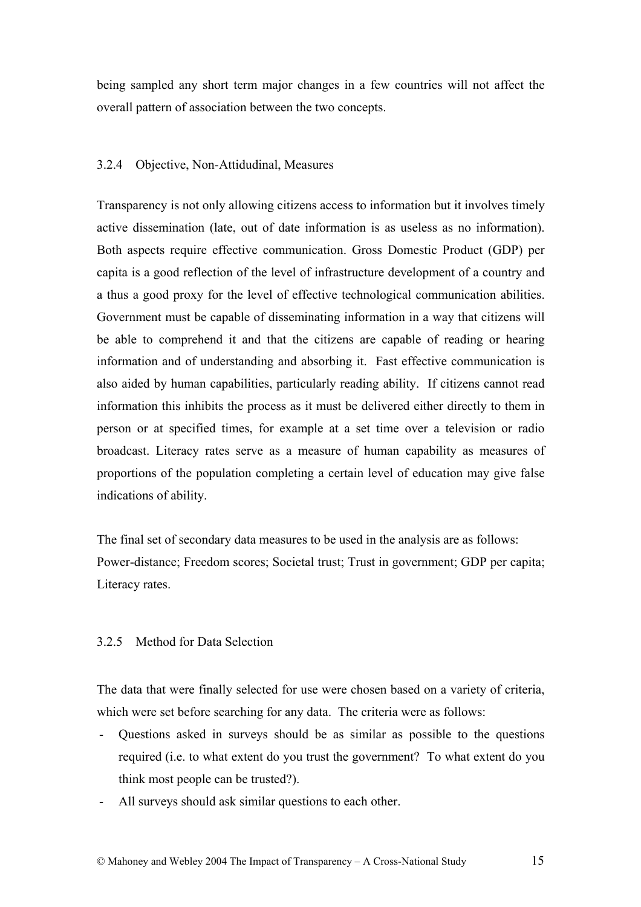being sampled any short term major changes in a few countries will not affect the overall pattern of association between the two concepts.

### 3.2.4 Objective, Non-Attidudinal, Measures

Transparency is not only allowing citizens access to information but it involves timely active dissemination (late, out of date information is as useless as no information). Both aspects require effective communication. Gross Domestic Product (GDP) per capita is a good reflection of the level of infrastructure development of a country and a thus a good proxy for the level of effective technological communication abilities. Government must be capable of disseminating information in a way that citizens will be able to comprehend it and that the citizens are capable of reading or hearing information and of understanding and absorbing it. Fast effective communication is also aided by human capabilities, particularly reading ability. If citizens cannot read information this inhibits the process as it must be delivered either directly to them in person or at specified times, for example at a set time over a television or radio broadcast. Literacy rates serve as a measure of human capability as measures of proportions of the population completing a certain level of education may give false indications of ability.

The final set of secondary data measures to be used in the analysis are as follows: Power-distance; Freedom scores; Societal trust; Trust in government; GDP per capita; Literacy rates.

### 3.2.5 Method for Data Selection

The data that were finally selected for use were chosen based on a variety of criteria, which were set before searching for any data. The criteria were as follows:

- Questions asked in surveys should be as similar as possible to the questions required (i.e. to what extent do you trust the government? To what extent do you think most people can be trusted?).
- All surveys should ask similar questions to each other.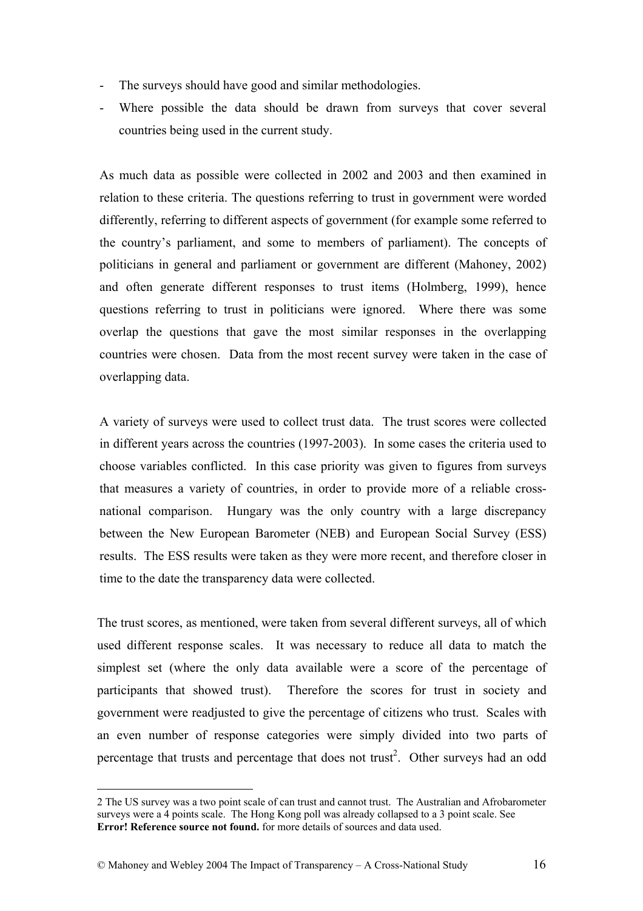- The surveys should have good and similar methodologies.
- Where possible the data should be drawn from surveys that cover several countries being used in the current study.

As much data as possible were collected in 2002 and 2003 and then examined in relation to these criteria. The questions referring to trust in government were worded differently, referring to different aspects of government (for example some referred to the country's parliament, and some to members of parliament). The concepts of politicians in general and parliament or government are different (Mahoney, 2002) and often generate different responses to trust items (Holmberg, 1999), hence questions referring to trust in politicians were ignored. Where there was some overlap the questions that gave the most similar responses in the overlapping countries were chosen. Data from the most recent survey were taken in the case of overlapping data.

A variety of surveys were used to collect trust data. The trust scores were collected in different years across the countries (1997-2003). In some cases the criteria used to choose variables conflicted. In this case priority was given to figures from surveys that measures a variety of countries, in order to provide more of a reliable cross-national comparison. Hungary was the only country with a large discrepancy between the New European Barometer (NEB) and European Social Survey (ESS) results. The ESS results were taken as they were more recent, and therefore closer in time to the date the transparency data were collected.

The trust scores, as mentioned, were taken from several different surveys, all of which used different response scales. It was necessary to reduce all data to match the simplest set (where the only data available were a score of the percentage of participants that showed trust). Therefore the scores for trust in society and government were readjusted to give the percentage of citizens who trust. Scales with an even number of response categories were simply divided into two parts of percentage that trusts and percentage that does not trust[2]. Other surveys had an odd

---

2 The US survey was a two point scale of can trust and cannot trust. The Australian and Afrobarometer surveys were a 4 points scale. The Hong Kong poll was already collapsed to a 3 point scale. See **Error! Reference source not found.** for more details of sources and data used.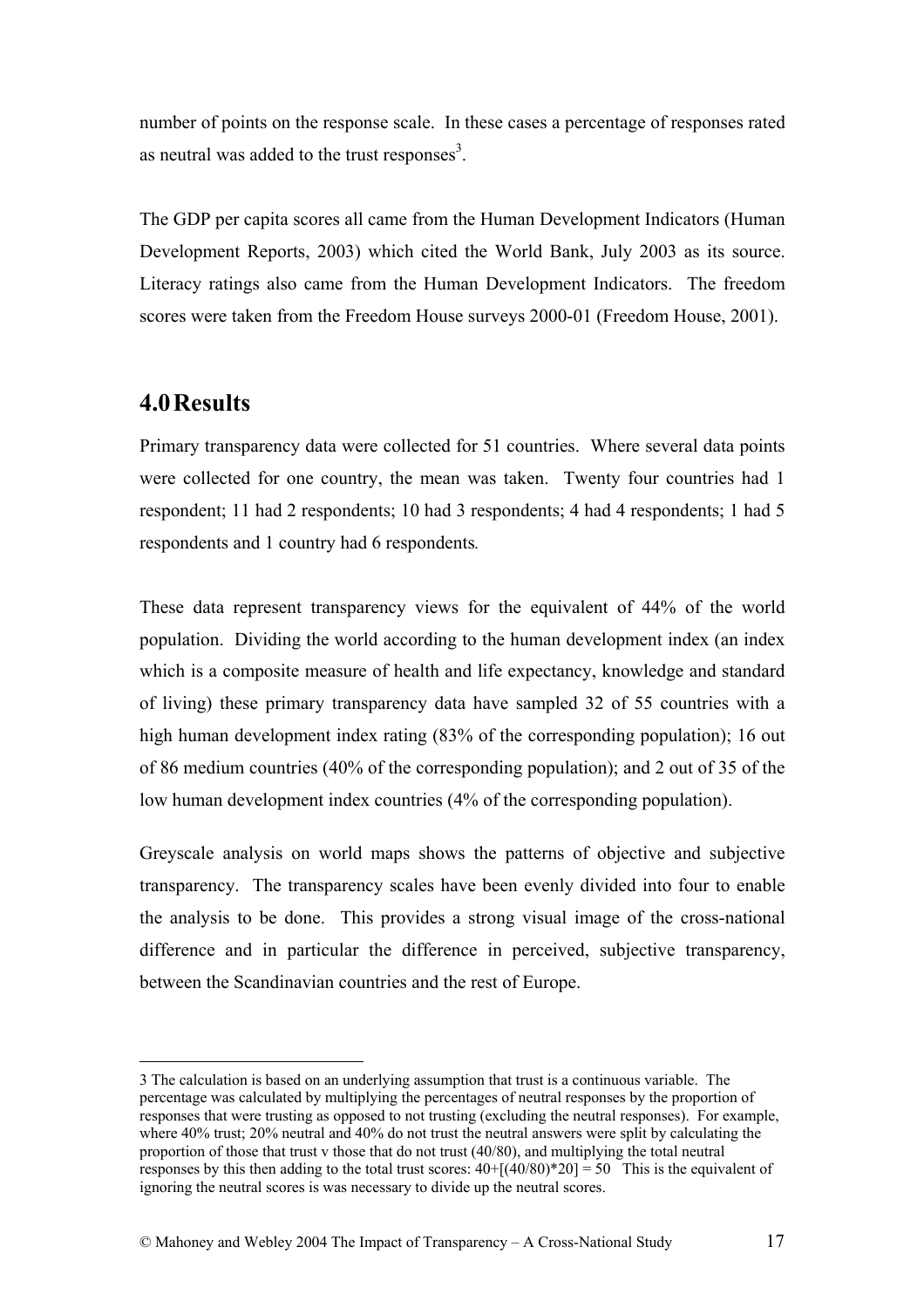number of points on the response scale. In these cases a percentage of responses rated as neutral was added to the trust responses[3].

The GDP per capita scores all came from the Human Development Indicators (Human Development Reports, 2003) which cited the World Bank, July 2003 as its source. Literacy ratings also came from the Human Development Indicators. The freedom scores were taken from the Freedom House surveys 2000-01 (Freedom House, 2001).

## 4.0 Results

Primary transparency data were collected for 51 countries. Where several data points were collected for one country, the mean was taken. Twenty four countries had 1 respondent; 11 had 2 respondents; 10 had 3 respondents; 4 had 4 respondents; 1 had 5 respondents and 1 country had 6 respondents.

These data represent transparency views for the equivalent of 44% of the world population. Dividing the world according to the human development index (an index which is a composite measure of health and life expectancy, knowledge and standard of living) these primary transparency data have sampled 32 of 55 countries with a high human development index rating (83% of the corresponding population); 16 out of 86 medium countries (40% of the corresponding population); and 2 out of 35 of the low human development index countries (4% of the corresponding population).

Greyscale analysis on world maps shows the patterns of objective and subjective transparency. The transparency scales have been evenly divided into four to enable the analysis to be done. This provides a strong visual image of the cross-national difference and in particular the difference in perceived, subjective transparency, between the Scandinavian countries and the rest of Europe.

---

3 The calculation is based on an underlying assumption that trust is a continuous variable. The percentage was calculated by multiplying the percentages of neutral responses by the proportion of responses that were trusting as opposed to not trusting (excluding the neutral responses). For example, where 40% trust; 20% neutral and 40% do not trust the neutral answers were split by calculating the proportion of those that trust v those that do not trust (40/80), and multiplying the total neutral responses by this then adding to the total trust scores: $40+[(40/80)*20] = 50$ This is the equivalent of ignoring the neutral scores is was necessary to divide up the neutral scores.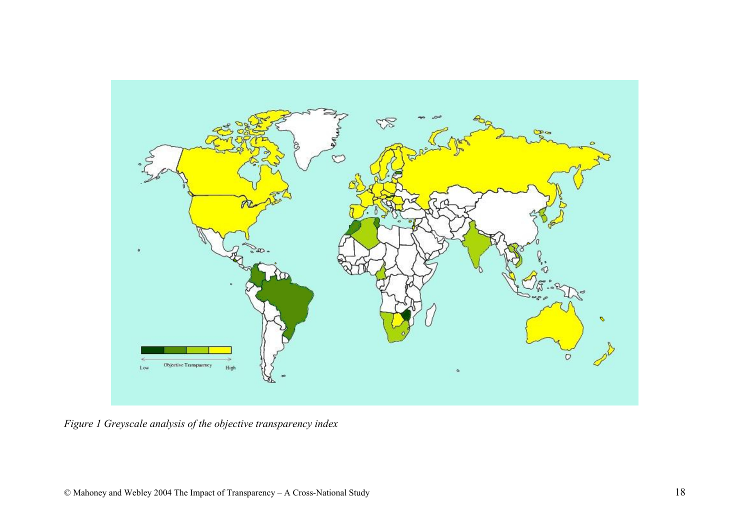*Figure 1 Greyscale analysis of the objective transparency index*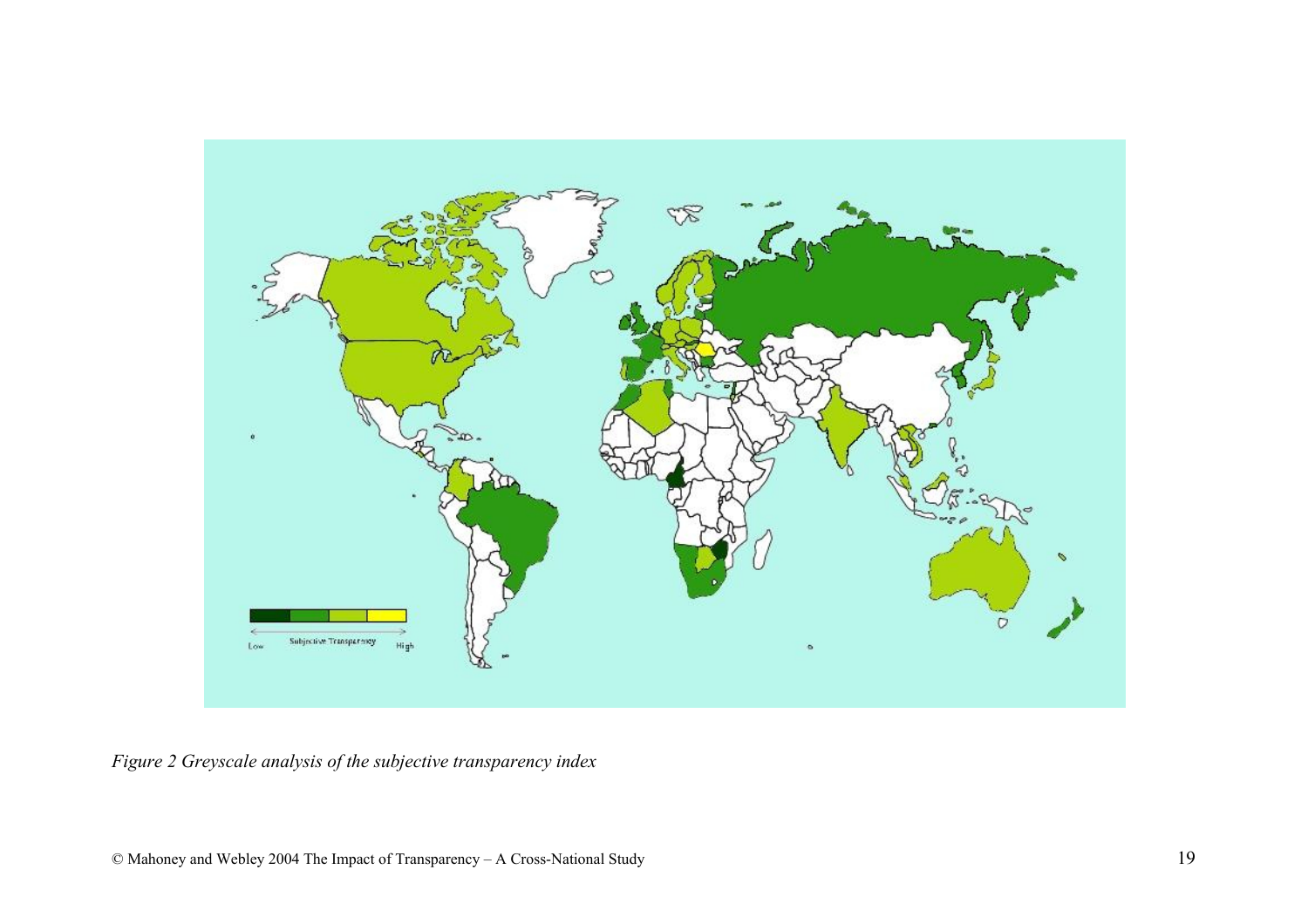*Figure 2 Greyscale analysis of the subjective transparency index*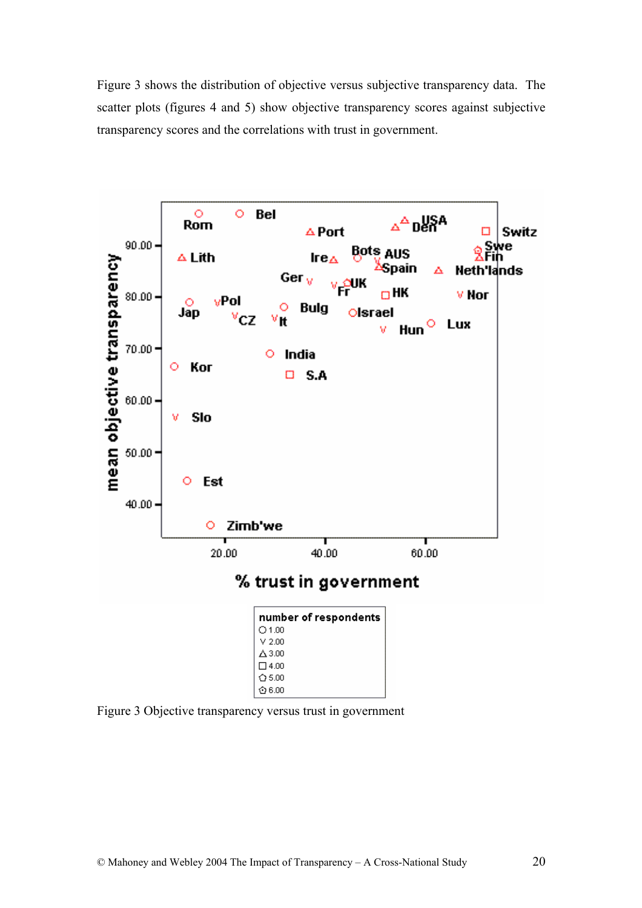Figure 3 shows the distribution of objective versus subjective transparency data. The scatter plots (figures 4 and 5) show objective transparency scores against subjective transparency scores and the correlations with trust in government.

Figure 3 Objective transparency versus trust in government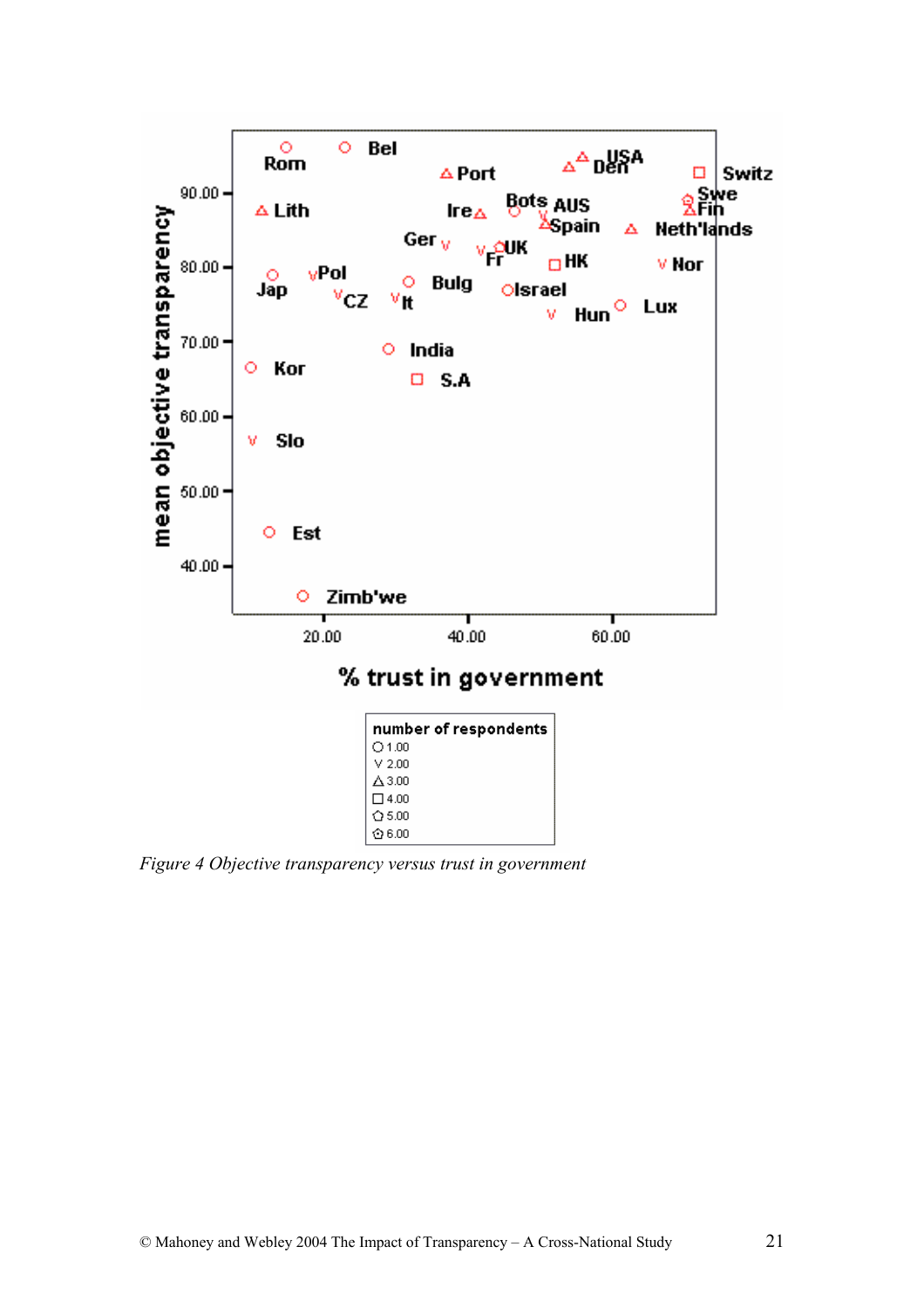*Figure 4 Objective transparency versus trust in government*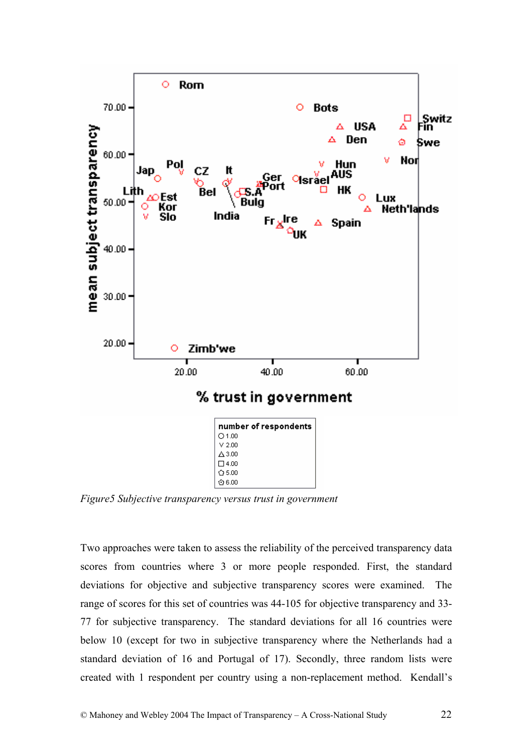*Figure5 Subjective transparency versus trust in government*

Two approaches were taken to assess the reliability of the perceived transparency data scores from countries where 3 or more people responded. First, the standard deviations for objective and subjective transparency scores were examined. The range of scores for this set of countries was 44-105 for objective transparency and 33-77 for subjective transparency. The standard deviations for all 16 countries were below 10 (except for two in subjective transparency where the Netherlands had a standard deviation of 16 and Portugal of 17). Secondly, three random lists were created with 1 respondent per country using a non-replacement method. Kendall's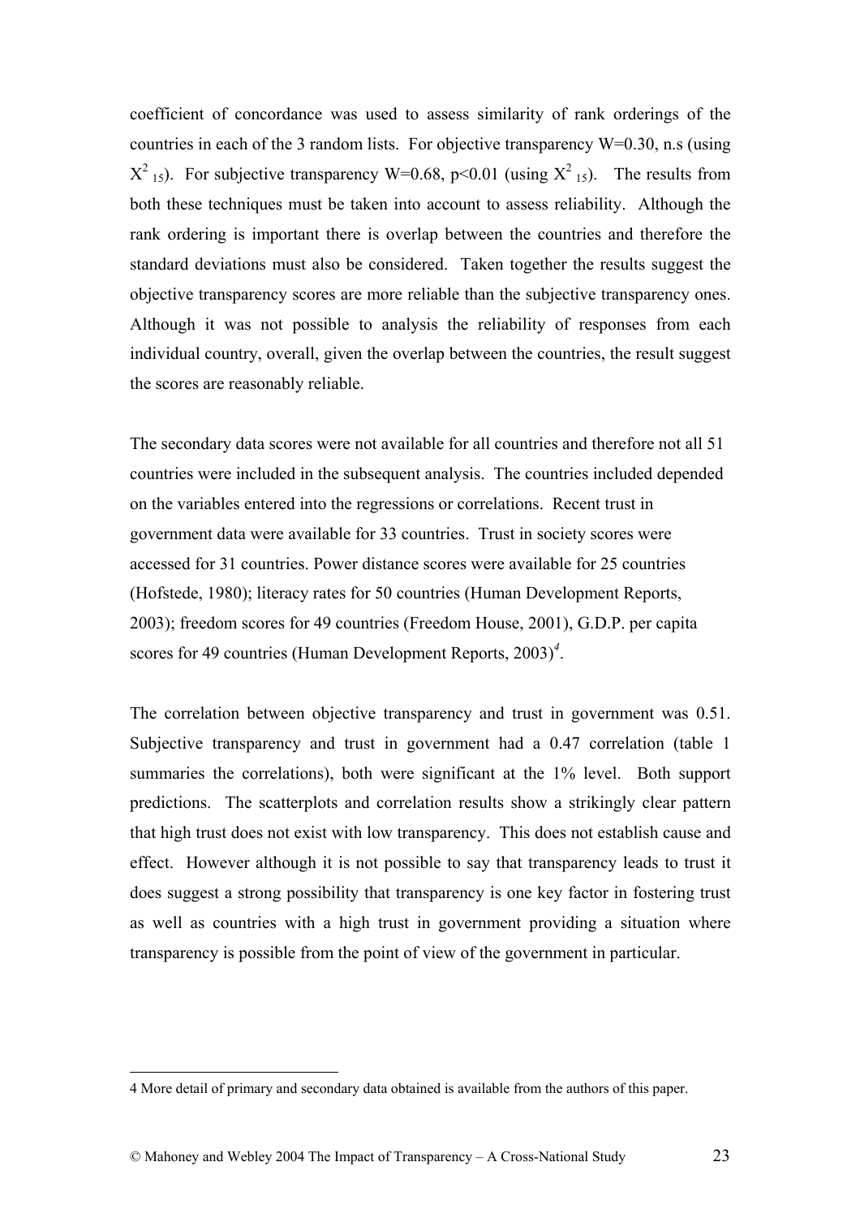coefficient of concordance was used to assess similarity of rank orderings of the countries in each of the 3 random lists. For objective transparency W=0.30, n.s (using $X^2_{15}$). For subjective transparency W=0.68, p<0.01 (using $X^2_{15}$). The results from both these techniques must be taken into account to assess reliability. Although the rank ordering is important there is overlap between the countries and therefore the standard deviations must also be considered. Taken together the results suggest the objective transparency scores are more reliable than the subjective transparency ones. Although it was not possible to analysis the reliability of responses from each individual country, overall, given the overlap between the countries, the result suggest the scores are reasonably reliable.

The secondary data scores were not available for all countries and therefore not all 51 countries were included in the subsequent analysis. The countries included depended on the variables entered into the regressions or correlations. Recent trust in government data were available for 33 countries. Trust in society scores were accessed for 31 countries. Power distance scores were available for 25 countries (Hofstede, 1980); literacy rates for 50 countries (Human Development Reports, 2003); freedom scores for 49 countries (Freedom House, 2001), G.D.P. per capita scores for 49 countries (Human Development Reports, 2003)[4].

The correlation between objective transparency and trust in government was 0.51. Subjective transparency and trust in government had a 0.47 correlation (table 1 summaries the correlations), both were significant at the 1% level. Both support predictions. The scatterplots and correlation results show a strikingly clear pattern that high trust does not exist with low transparency. This does not establish cause and effect. However although it is not possible to say that transparency leads to trust it does suggest a strong possibility that transparency is one key factor in fostering trust as well as countries with a high trust in government providing a situation where transparency is possible from the point of view of the government in particular.

4 More detail of primary and secondary data obtained is available from the authors of this paper.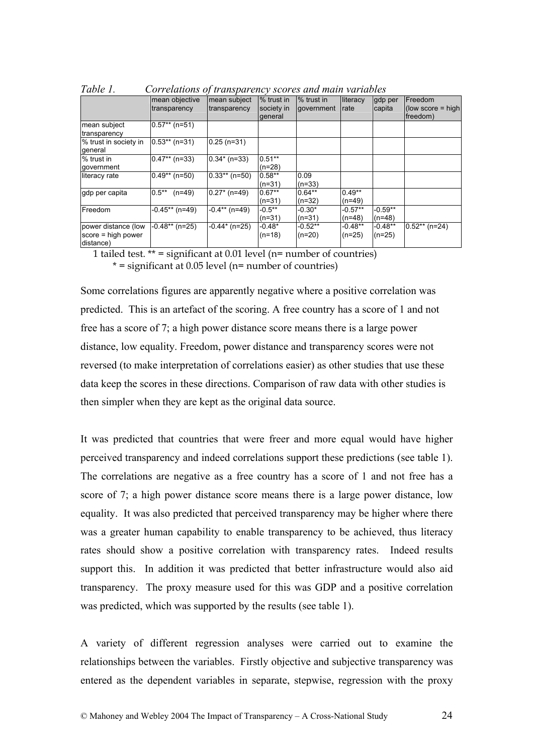*Table 1. Correlations of transparency scores and main variables*

| | mean objective transparency | mean subject transparency | % trust in society in general | % trust in government | literacy rate | gdp per capita | Freedom (low score = high freedom) |
|---|---|---|---|---|---|---|---|
| mean subject transparency | 0.57** (n=51) | | | | | | |
| % trust in society in general | 0.53** (n=31) | 0.25 (n=31) | | | | | |
| % trust in government | 0.47** (n=33) | 0.34* (n=33) | 0.51** (n=28) | | | | |
| literacy rate | 0.49** (n=50) | 0.33** (n=50) | 0.58** (n=31) | 0.09 (n=33) | | | |
| gdp per capita | 0.5** (n=49) | 0.27* (n=49) | 0.67** (n=31) | 0.64** (n=32) | 0.49** (n=49) | | |
| Freedom | -0.45** (n=49) | -0.4** (n=49) | -0.5** (n=31) | -0.30* (n=31) | -0.57** (n=48) | -0.59** (n=48) | |
| power distance (low score = high power distance) | -0.48** (n=25) | -0.44* (n=25) | -0.48* (n=18) | -0.52** (n=20) | -0.48** (n=25) | -0.48** (n=25) | 0.52** (n=24) |

1 tailed test. ** = significant at 0.01 level (n= number of countries)
* = significant at 0.05 level (n= number of countries)

Some correlations figures are apparently negative where a positive correlation was predicted. This is an artefact of the scoring. A free country has a score of 1 and not free has a score of 7; a high power distance score means there is a large power distance, low equality. Freedom, power distance and transparency scores were not reversed (to make interpretation of correlations easier) as other studies that use these data keep the scores in these directions. Comparison of raw data with other studies is then simpler when they are kept as the original data source.

It was predicted that countries that were freer and more equal would have higher perceived transparency and indeed correlations support these predictions (see table 1). The correlations are negative as a free country has a score of 1 and not free has a score of 7; a high power distance score means there is a large power distance, low equality. It was also predicted that perceived transparency may be higher where there was a greater human capability to enable transparency to be achieved, thus literacy rates should show a positive correlation with transparency rates. Indeed results support this. In addition it was predicted that better infrastructure would also aid transparency. The proxy measure used for this was GDP and a positive correlation was predicted, which was supported by the results (see table 1).

A variety of different regression analyses were carried out to examine the relationships between the variables. Firstly objective and subjective transparency was entered as the dependent variables in separate, stepwise, regression with the proxy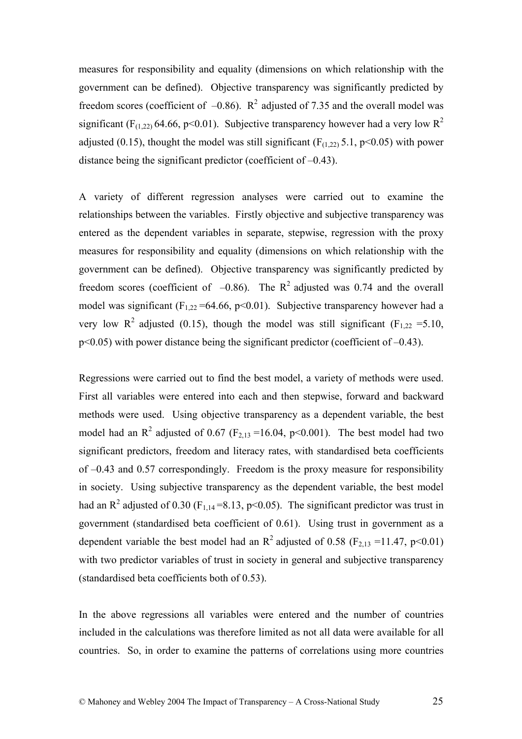measures for responsibility and equality (dimensions on which relationship with the government can be defined). Objective transparency was significantly predicted by freedom scores (coefficient of –0.86). $R^2$ adjusted of 7.35 and the overall model was significant ($F_{(1,22)}$ 64.66, $p<0.01$). Subjective transparency however had a very low $R^2$ adjusted (0.15), thought the model was still significant ($F_{(1,22)}$ 5.1, $p<0.05$) with power distance being the significant predictor (coefficient of –0.43).

A variety of different regression analyses were carried out to examine the relationships between the variables. Firstly objective and subjective transparency was entered as the dependent variables in separate, stepwise, regression with the proxy measures for responsibility and equality (dimensions on which relationship with the government can be defined). Objective transparency was significantly predicted by freedom scores (coefficient of –0.86). The $R^2$ adjusted was 0.74 and the overall model was significant ($F_{1,22}$ =64.66, $p<0.01$). Subjective transparency however had a very low $R^2$ adjusted (0.15), though the model was still significant ($F_{1,22}$ =5.10, $p<0.05$) with power distance being the significant predictor (coefficient of –0.43).

Regressions were carried out to find the best model, a variety of methods were used. First all variables were entered into each and then stepwise, forward and backward methods were used. Using objective transparency as a dependent variable, the best model had an $R^2$ adjusted of 0.67 ($F_{2,13}$ =16.04, $p<0.001$). The best model had two significant predictors, freedom and literacy rates, with standardised beta coefficients of –0.43 and 0.57 correspondingly. Freedom is the proxy measure for responsibility in society. Using subjective transparency as the dependent variable, the best model had an $R^2$ adjusted of 0.30 ($F_{1,14}$ =8.13, $p<0.05$). The significant predictor was trust in government (standardised beta coefficient of 0.61). Using trust in government as a dependent variable the best model had an $R^2$ adjusted of 0.58 ($F_{2,13}$ =11.47, $p<0.01$) with two predictor variables of trust in society in general and subjective transparency (standardised beta coefficients both of 0.53).

In the above regressions all variables were entered and the number of countries included in the calculations was therefore limited as not all data were available for all countries. So, in order to examine the patterns of correlations using more countries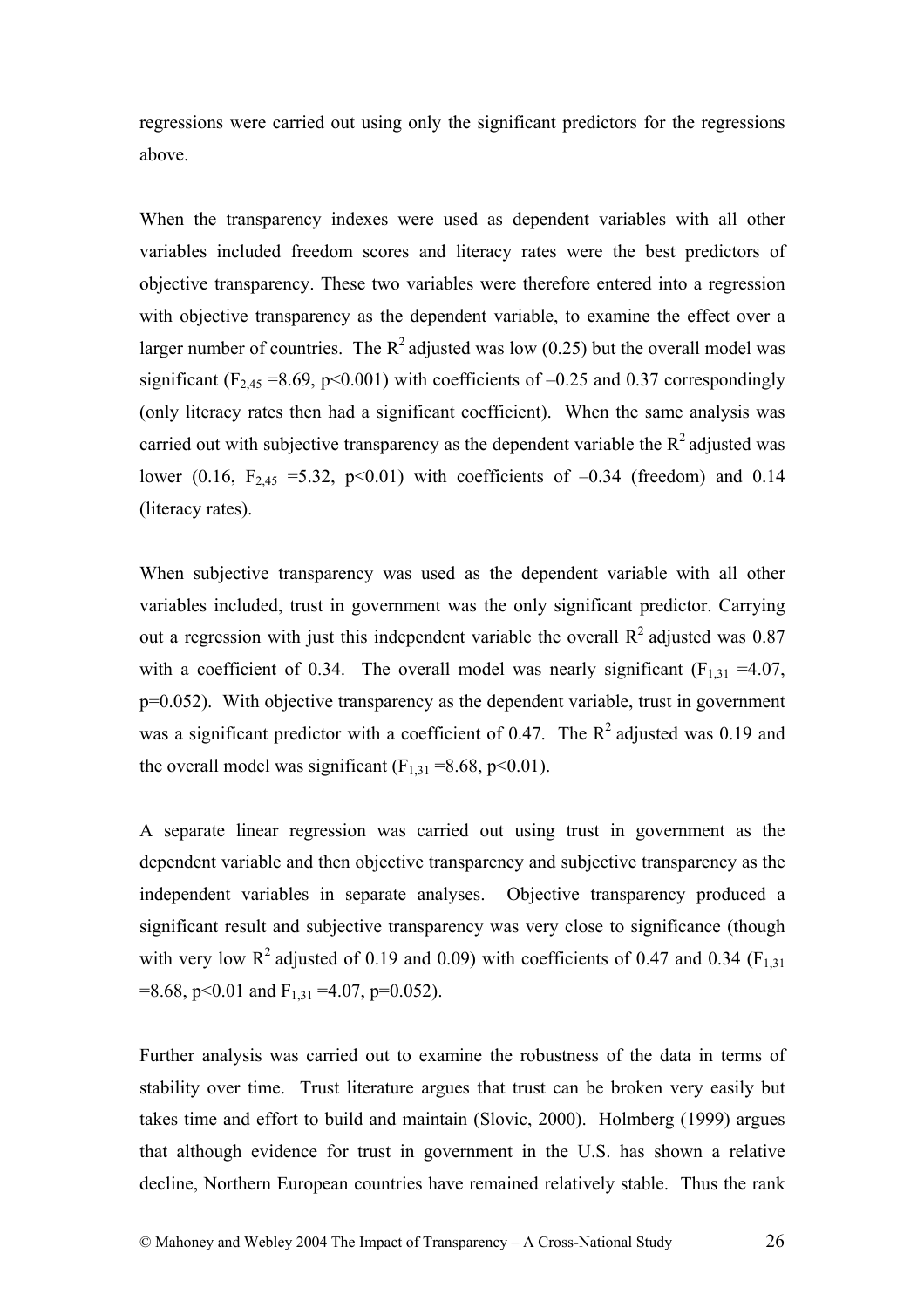regressions were carried out using only the significant predictors for the regressions above.

When the transparency indexes were used as dependent variables with all other variables included freedom scores and literacy rates were the best predictors of objective transparency. These two variables were therefore entered into a regression with objective transparency as the dependent variable, to examine the effect over a larger number of countries. The $R^2$ adjusted was low (0.25) but the overall model was significant ($F_{2,45}$ =8.69, $p<0.001$) with coefficients of –0.25 and 0.37 correspondingly (only literacy rates then had a significant coefficient). When the same analysis was carried out with subjective transparency as the dependent variable the $R^2$ adjusted was lower (0.16, $F_{2,45}$ =5.32, $p<0.01$) with coefficients of –0.34 (freedom) and 0.14 (literacy rates).

When subjective transparency was used as the dependent variable with all other variables included, trust in government was the only significant predictor. Carrying out a regression with just this independent variable the overall $R^2$ adjusted was 0.87 with a coefficient of 0.34. The overall model was nearly significant ($F_{1,31}$ =4.07, p=0.052). With objective transparency as the dependent variable, trust in government was a significant predictor with a coefficient of 0.47. The $R^2$ adjusted was 0.19 and the overall model was significant ($F_{1,31}$ =8.68, $p<0.01$).

A separate linear regression was carried out using trust in government as the dependent variable and then objective transparency and subjective transparency as the independent variables in separate analyses. Objective transparency produced a significant result and subjective transparency was very close to significance (though with very low $R^2$ adjusted of 0.19 and 0.09) with coefficients of 0.47 and 0.34 ($F_{1,31}$ =8.68, $p<0.01$ and $F_{1,31}$ =4.07, p=0.052).

Further analysis was carried out to examine the robustness of the data in terms of stability over time. Trust literature argues that trust can be broken very easily but takes time and effort to build and maintain (Slovic, 2000). Holmberg (1999) argues that although evidence for trust in government in the U.S. has shown a relative decline, Northern European countries have remained relatively stable. Thus the rank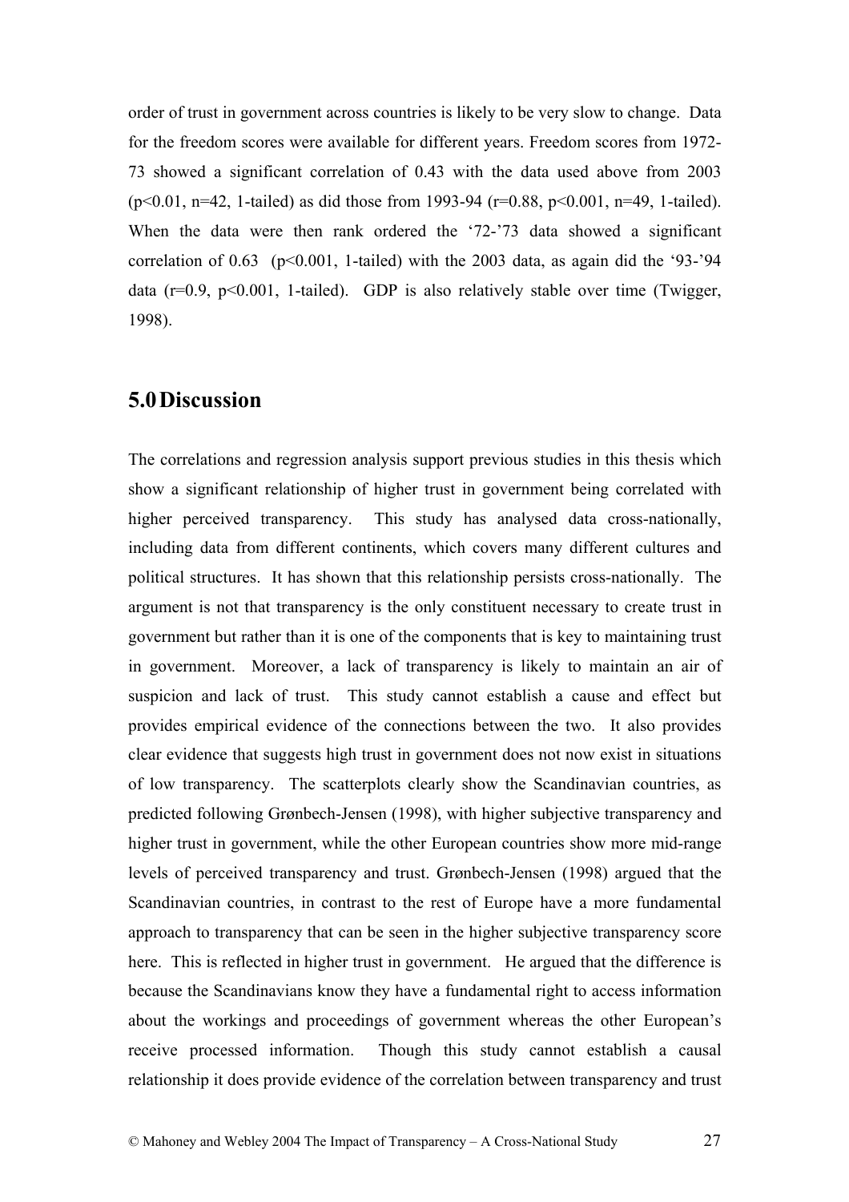order of trust in government across countries is likely to be very slow to change. Data for the freedom scores were available for different years. Freedom scores from 1972-73 showed a significant correlation of 0.43 with the data used above from 2003 ($p<0.01$, $n=42$, 1-tailed) as did those from 1993-94 ($r=0.88$, $p<0.001$, $n=49$, 1-tailed). When the data were then rank ordered the '72-'73 data showed a significant correlation of 0.63 ($p<0.001$, 1-tailed) with the 2003 data, as again did the '93-'94 data ($r=0.9$, $p<0.001$, 1-tailed). GDP is also relatively stable over time (Twigger, 1998).

## 5.0 Discussion

The correlations and regression analysis support previous studies in this thesis which show a significant relationship of higher trust in government being correlated with higher perceived transparency. This study has analysed data cross-nationally, including data from different continents, which covers many different cultures and political structures. It has shown that this relationship persists cross-nationally. The argument is not that transparency is the only constituent necessary to create trust in government but rather than it is one of the components that is key to maintaining trust in government. Moreover, a lack of transparency is likely to maintain an air of suspicion and lack of trust. This study cannot establish a cause and effect but provides empirical evidence of the connections between the two. It also provides clear evidence that suggests high trust in government does not now exist in situations of low transparency. The scatterplots clearly show the Scandinavian countries, as predicted following Grønbech-Jensen (1998), with higher subjective transparency and higher trust in government, while the other European countries show more mid-range levels of perceived transparency and trust. Grønbech-Jensen (1998) argued that the Scandinavian countries, in contrast to the rest of Europe have a more fundamental approach to transparency that can be seen in the higher subjective transparency score here. This is reflected in higher trust in government. He argued that the difference is because the Scandinavians know they have a fundamental right to access information about the workings and proceedings of government whereas the other European's receive processed information. Though this study cannot establish a causal relationship it does provide evidence of the correlation between transparency and trust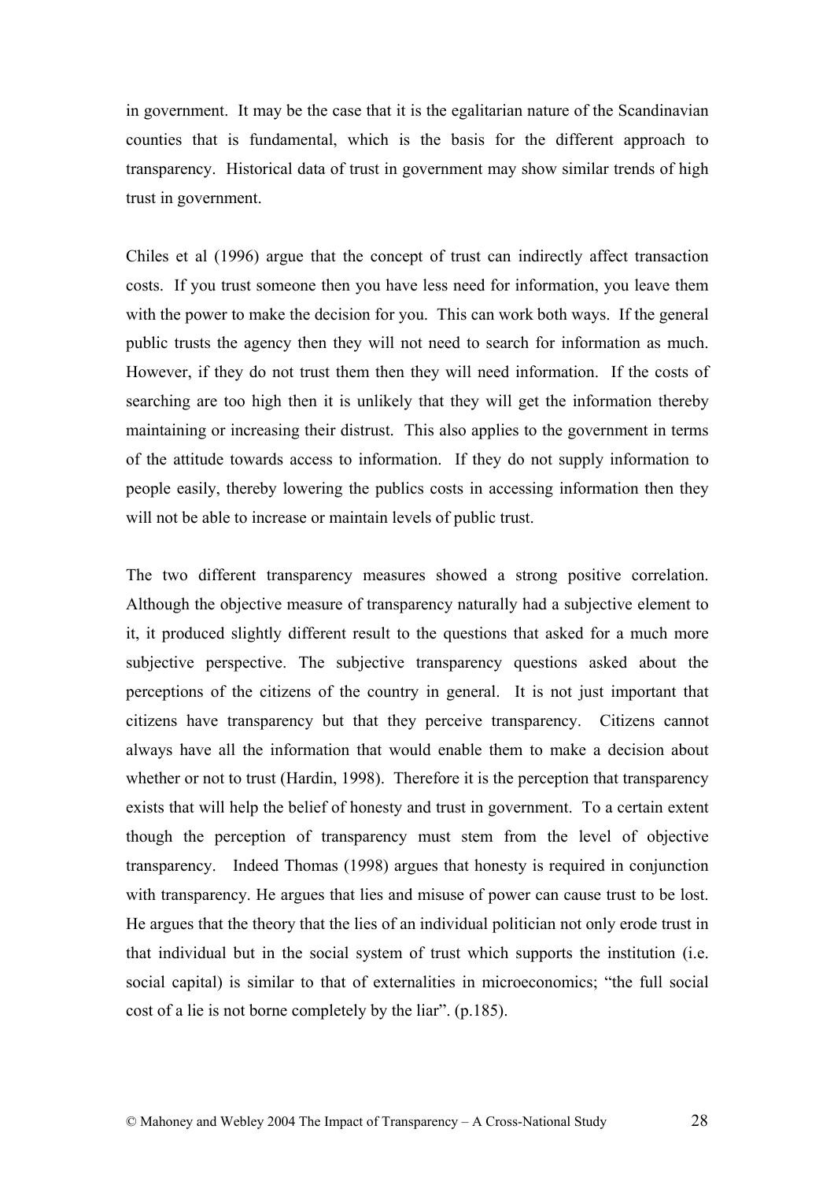in government. It may be the case that it is the egalitarian nature of the Scandinavian counties that is fundamental, which is the basis for the different approach to transparency. Historical data of trust in government may show similar trends of high trust in government.

Chiles et al (1996) argue that the concept of trust can indirectly affect transaction costs. If you trust someone then you have less need for information, you leave them with the power to make the decision for you. This can work both ways. If the general public trusts the agency then they will not need to search for information as much. However, if they do not trust them then they will need information. If the costs of searching are too high then it is unlikely that they will get the information thereby maintaining or increasing their distrust. This also applies to the government in terms of the attitude towards access to information. If they do not supply information to people easily, thereby lowering the publics costs in accessing information then they will not be able to increase or maintain levels of public trust.

The two different transparency measures showed a strong positive correlation. Although the objective measure of transparency naturally had a subjective element to it, it produced slightly different result to the questions that asked for a much more subjective perspective. The subjective transparency questions asked about the perceptions of the citizens of the country in general. It is not just important that citizens have transparency but that they perceive transparency. Citizens cannot always have all the information that would enable them to make a decision about whether or not to trust (Hardin, 1998). Therefore it is the perception that transparency exists that will help the belief of honesty and trust in government. To a certain extent though the perception of transparency must stem from the level of objective transparency. Indeed Thomas (1998) argues that honesty is required in conjunction with transparency. He argues that lies and misuse of power can cause trust to be lost. He argues that the theory that the lies of an individual politician not only erode trust in that individual but in the social system of trust which supports the institution (i.e. social capital) is similar to that of externalities in microeconomics; "the full social cost of a lie is not borne completely by the liar". (p.185).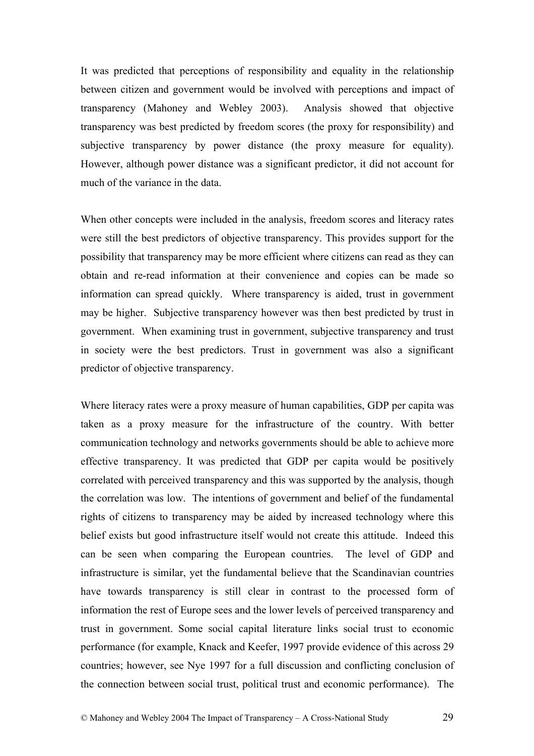It was predicted that perceptions of responsibility and equality in the relationship between citizen and government would be involved with perceptions and impact of transparency (Mahoney and Webley 2003). Analysis showed that objective transparency was best predicted by freedom scores (the proxy for responsibility) and subjective transparency by power distance (the proxy measure for equality). However, although power distance was a significant predictor, it did not account for much of the variance in the data.

When other concepts were included in the analysis, freedom scores and literacy rates were still the best predictors of objective transparency. This provides support for the possibility that transparency may be more efficient where citizens can read as they can obtain and re-read information at their convenience and copies can be made so information can spread quickly. Where transparency is aided, trust in government may be higher. Subjective transparency however was then best predicted by trust in government. When examining trust in government, subjective transparency and trust in society were the best predictors. Trust in government was also a significant predictor of objective transparency.

Where literacy rates were a proxy measure of human capabilities, GDP per capita was taken as a proxy measure for the infrastructure of the country. With better communication technology and networks governments should be able to achieve more effective transparency. It was predicted that GDP per capita would be positively correlated with perceived transparency and this was supported by the analysis, though the correlation was low. The intentions of government and belief of the fundamental rights of citizens to transparency may be aided by increased technology where this belief exists but good infrastructure itself would not create this attitude. Indeed this can be seen when comparing the European countries. The level of GDP and infrastructure is similar, yet the fundamental believe that the Scandinavian countries have towards transparency is still clear in contrast to the processed form of information the rest of Europe sees and the lower levels of perceived transparency and trust in government. Some social capital literature links social trust to economic performance (for example, Knack and Keefer, 1997 provide evidence of this across 29 countries; however, see Nye 1997 for a full discussion and conflicting conclusion of the connection between social trust, political trust and economic performance). The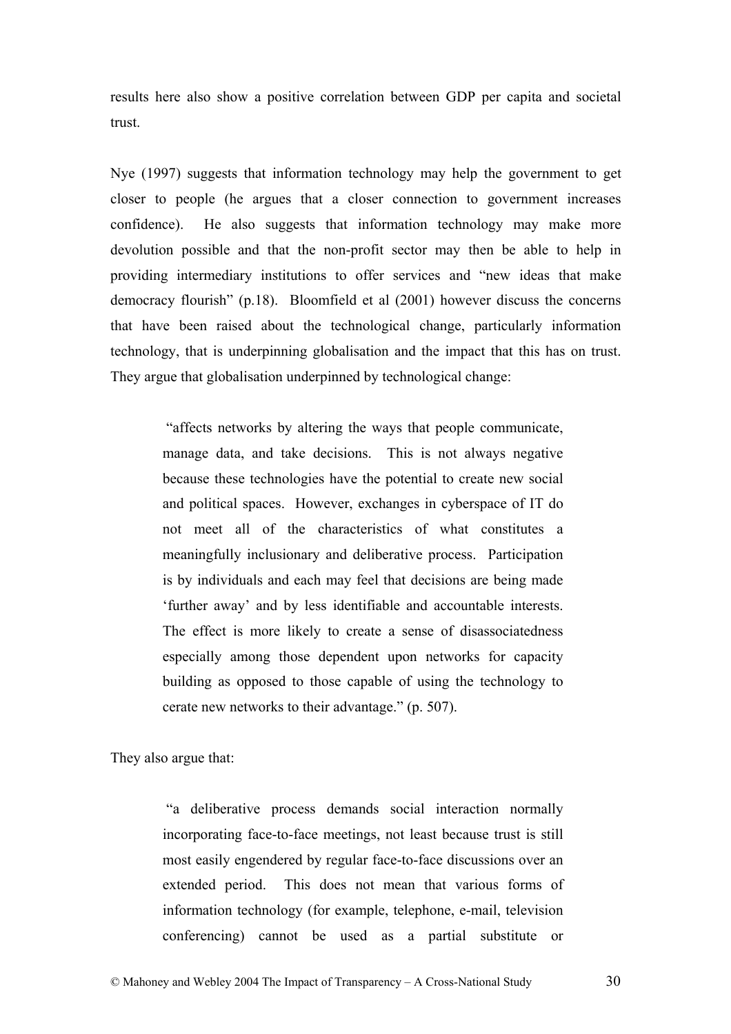results here also show a positive correlation between GDP per capita and societal trust.

Nye (1997) suggests that information technology may help the government to get closer to people (he argues that a closer connection to government increases confidence). He also suggests that information technology may make more devolution possible and that the non-profit sector may then be able to help in providing intermediary institutions to offer services and "new ideas that make democracy flourish" (p.18). Bloomfield et al (2001) however discuss the concerns that have been raised about the technological change, particularly information technology, that is underpinning globalisation and the impact that this has on trust. They argue that globalisation underpinned by technological change:

> "affects networks by altering the ways that people communicate, manage data, and take decisions. This is not always negative because these technologies have the potential to create new social and political spaces. However, exchanges in cyberspace of IT do not meet all of the characteristics of what constitutes a meaningfully inclusionary and deliberative process. Participation is by individuals and each may feel that decisions are being made 'further away' and by less identifiable and accountable interests. The effect is more likely to create a sense of disassociatedness especially among those dependent upon networks for capacity building as opposed to those capable of using the technology to cerate new networks to their advantage." (p. 507).

They also argue that:

> "a deliberative process demands social interaction normally incorporating face-to-face meetings, not least because trust is still most easily engendered by regular face-to-face discussions over an extended period. This does not mean that various forms of information technology (for example, telephone, e-mail, television conferencing) cannot be used as a partial substitute or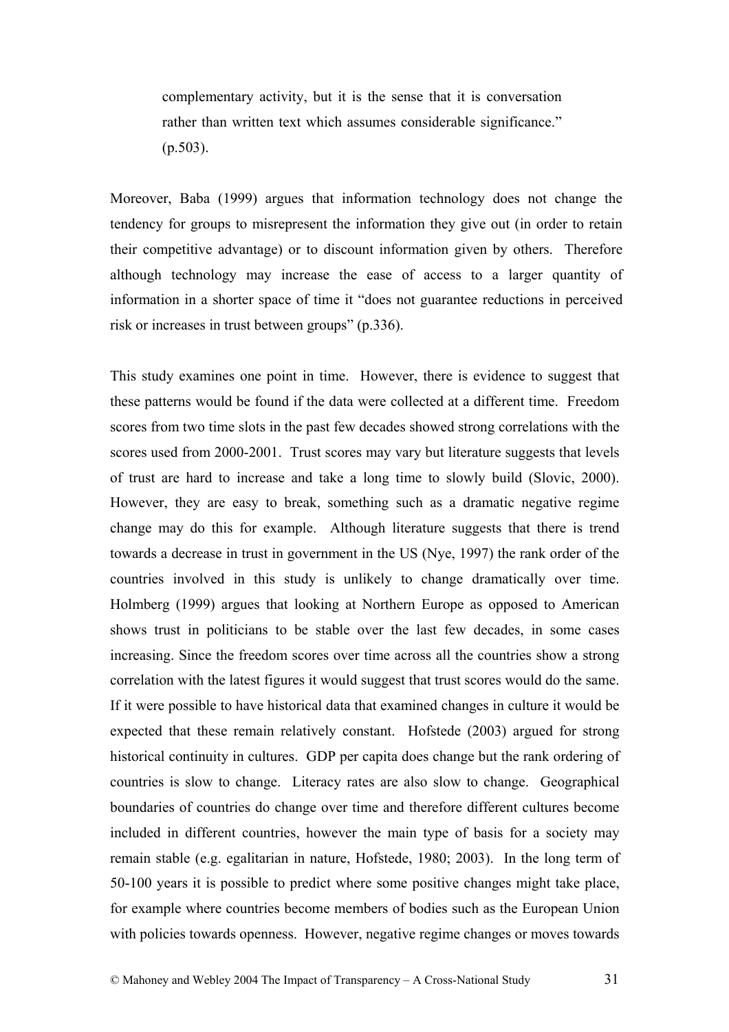> complementary activity, but it is the sense that it is conversation rather than written text which assumes considerable significance." (p.503).

Moreover, Baba (1999) argues that information technology does not change the tendency for groups to misrepresent the information they give out (in order to retain their competitive advantage) or to discount information given by others. Therefore although technology may increase the ease of access to a larger quantity of information in a shorter space of time it "does not guarantee reductions in perceived risk or increases in trust between groups" (p.336).

This study examines one point in time. However, there is evidence to suggest that these patterns would be found if the data were collected at a different time. Freedom scores from two time slots in the past few decades showed strong correlations with the scores used from 2000-2001. Trust scores may vary but literature suggests that levels of trust are hard to increase and take a long time to slowly build (Slovic, 2000). However, they are easy to break, something such as a dramatic negative regime change may do this for example. Although literature suggests that there is trend towards a decrease in trust in government in the US (Nye, 1997) the rank order of the countries involved in this study is unlikely to change dramatically over time. Holmberg (1999) argues that looking at Northern Europe as opposed to American shows trust in politicians to be stable over the last few decades, in some cases increasing. Since the freedom scores over time across all the countries show a strong correlation with the latest figures it would suggest that trust scores would do the same. If it were possible to have historical data that examined changes in culture it would be expected that these remain relatively constant. Hofstede (2003) argued for strong historical continuity in cultures. GDP per capita does change but the rank ordering of countries is slow to change. Literacy rates are also slow to change. Geographical boundaries of countries do change over time and therefore different cultures become included in different countries, however the main type of basis for a society may remain stable (e.g. egalitarian in nature, Hofstede, 1980; 2003). In the long term of 50-100 years it is possible to predict where some positive changes might take place, for example where countries become members of bodies such as the European Union with policies towards openness. However, negative regime changes or moves towards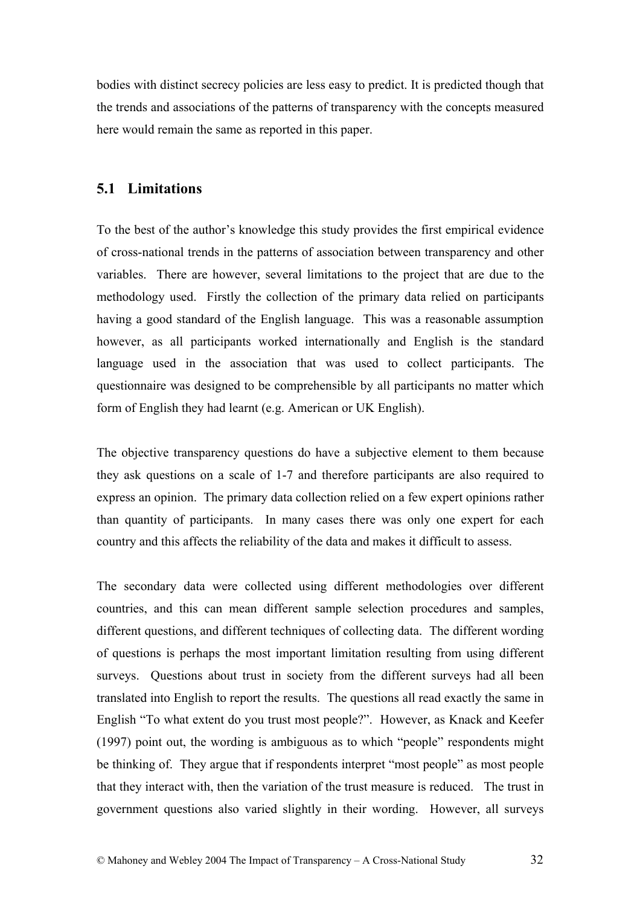bodies with distinct secrecy policies are less easy to predict. It is predicted though that the trends and associations of the patterns of transparency with the concepts measured here would remain the same as reported in this paper.

## 5.1 Limitations

To the best of the author's knowledge this study provides the first empirical evidence of cross-national trends in the patterns of association between transparency and other variables. There are however, several limitations to the project that are due to the methodology used. Firstly the collection of the primary data relied on participants having a good standard of the English language. This was a reasonable assumption however, as all participants worked internationally and English is the standard language used in the association that was used to collect participants. The questionnaire was designed to be comprehensible by all participants no matter which form of English they had learnt (e.g. American or UK English).

The objective transparency questions do have a subjective element to them because they ask questions on a scale of 1-7 and therefore participants are also required to express an opinion. The primary data collection relied on a few expert opinions rather than quantity of participants. In many cases there was only one expert for each country and this affects the reliability of the data and makes it difficult to assess.

The secondary data were collected using different methodologies over different countries, and this can mean different sample selection procedures and samples, different questions, and different techniques of collecting data. The different wording of questions is perhaps the most important limitation resulting from using different surveys. Questions about trust in society from the different surveys had all been translated into English to report the results. The questions all read exactly the same in English "To what extent do you trust most people?". However, as Knack and Keefer (1997) point out, the wording is ambiguous as to which "people" respondents might be thinking of. They argue that if respondents interpret "most people" as most people that they interact with, then the variation of the trust measure is reduced. The trust in government questions also varied slightly in their wording. However, all surveys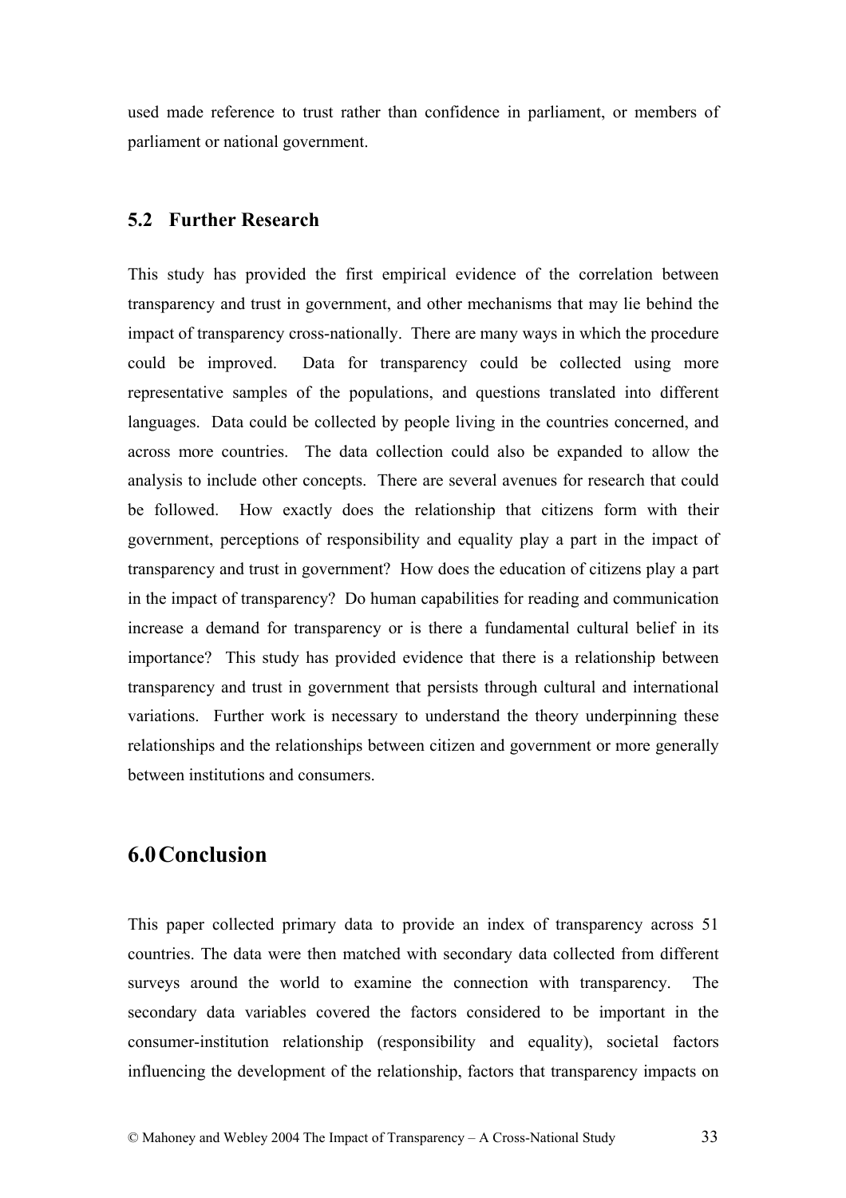used made reference to trust rather than confidence in parliament, or members of parliament or national government.

### 5.2 Further Research

This study has provided the first empirical evidence of the correlation between transparency and trust in government, and other mechanisms that may lie behind the impact of transparency cross-nationally. There are many ways in which the procedure could be improved. Data for transparency could be collected using more representative samples of the populations, and questions translated into different languages. Data could be collected by people living in the countries concerned, and across more countries. The data collection could also be expanded to allow the analysis to include other concepts. There are several avenues for research that could be followed. How exactly does the relationship that citizens form with their government, perceptions of responsibility and equality play a part in the impact of transparency and trust in government? How does the education of citizens play a part in the impact of transparency? Do human capabilities for reading and communication increase a demand for transparency or is there a fundamental cultural belief in its importance? This study has provided evidence that there is a relationship between transparency and trust in government that persists through cultural and international variations. Further work is necessary to understand the theory underpinning these relationships and the relationships between citizen and government or more generally between institutions and consumers.

## 6.0 Conclusion

This paper collected primary data to provide an index of transparency across 51 countries. The data were then matched with secondary data collected from different surveys around the world to examine the connection with transparency. The secondary data variables covered the factors considered to be important in the consumer-institution relationship (responsibility and equality), societal factors influencing the development of the relationship, factors that transparency impacts on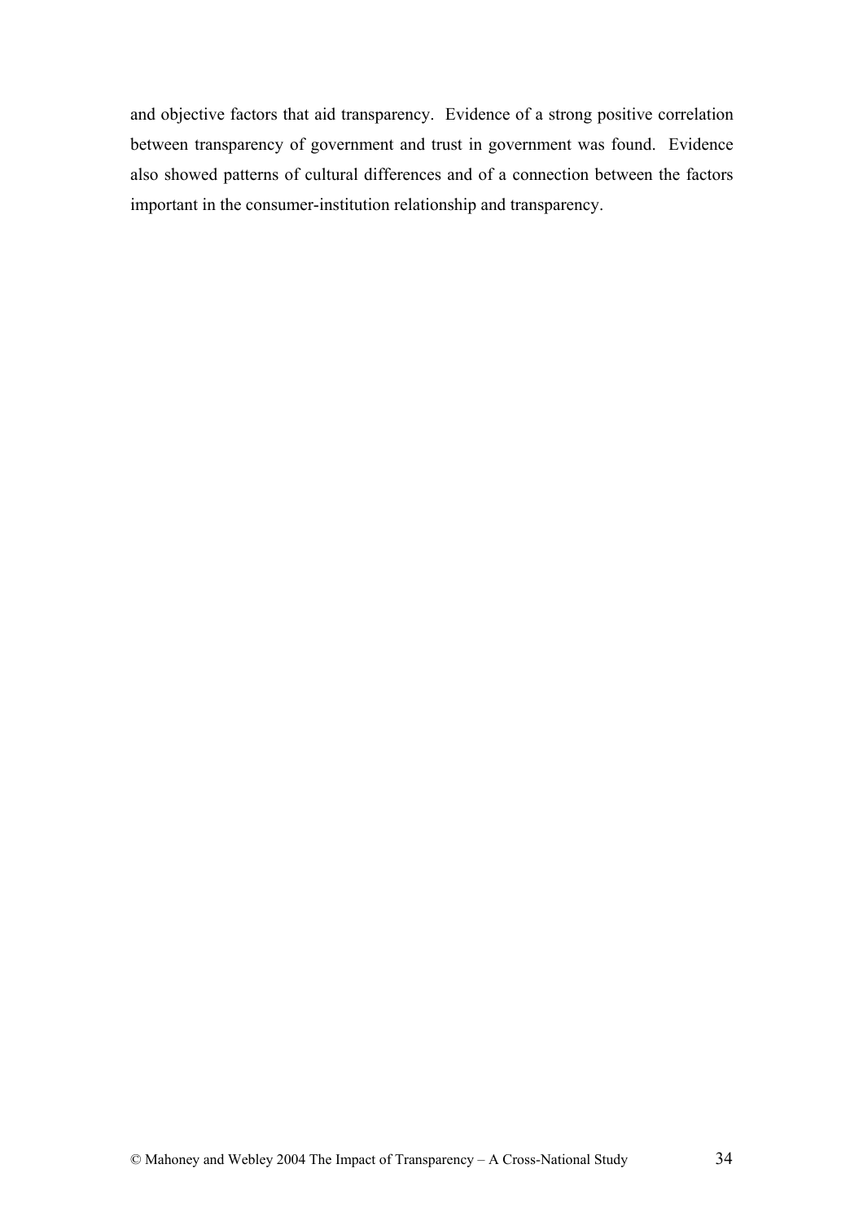and objective factors that aid transparency. Evidence of a strong positive correlation between transparency of government and trust in government was found. Evidence also showed patterns of cultural differences and of a connection between the factors important in the consumer-institution relationship and transparency.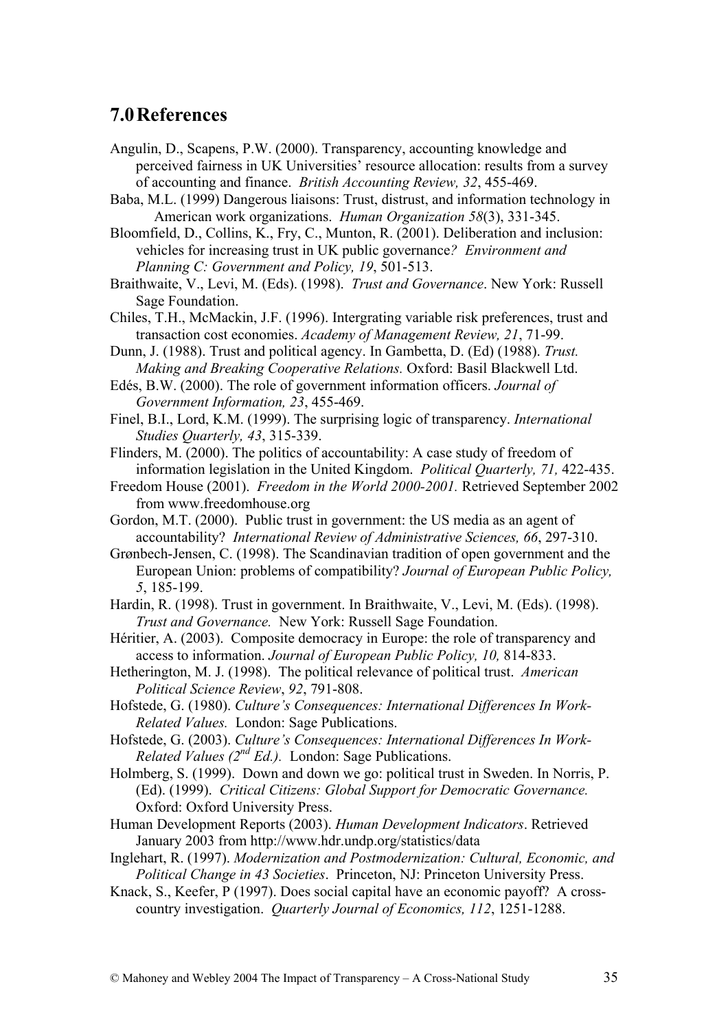## 7.0 References

Angulin, D., Scapens, P.W. (2000). Transparency, accounting knowledge and perceived fairness in UK Universities' resource allocation: results from a survey of accounting and finance. *British Accounting Review, 32*, 455-469.

Baba, M.L. (1999) Dangerous liaisons: Trust, distrust, and information technology in American work organizations. *Human Organization 58*(3), 331-345.

Bloomfield, D., Collins, K., Fry, C., Munton, R. (2001). Deliberation and inclusion: vehicles for increasing trust in UK public governance*? Environment and Planning C: Government and Policy, 19*, 501-513.

Braithwaite, V., Levi, M. (Eds). (1998). *Trust and Governance*. New York: Russell Sage Foundation.

Chiles, T.H., McMackin, J.F. (1996). Intergrating variable risk preferences, trust and transaction cost economies. *Academy of Management Review, 21*, 71-99.

Dunn, J. (1988). Trust and political agency. In Gambetta, D. (Ed) (1988). *Trust. Making and Breaking Cooperative Relations.* Oxford: Basil Blackwell Ltd.

Edés, B.W. (2000). The role of government information officers. *Journal of Government Information, 23*, 455-469.

Finel, B.I., Lord, K.M. (1999). The surprising logic of transparency. *International Studies Quarterly, 43*, 315-339.

Flinders, M. (2000). The politics of accountability: A case study of freedom of information legislation in the United Kingdom. *Political Quarterly, 71,* 422-435.

Freedom House (2001). *Freedom in the World 2000-2001.* Retrieved September 2002 from www.freedomhouse.org

Gordon, M.T. (2000). Public trust in government: the US media as an agent of accountability? *International Review of Administrative Sciences, 66*, 297-310.

Grønbech-Jensen, C. (1998). The Scandinavian tradition of open government and the European Union: problems of compatibility? *Journal of European Public Policy, 5*, 185-199.

Hardin, R. (1998). Trust in government. In Braithwaite, V., Levi, M. (Eds). (1998). *Trust and Governance.* New York: Russell Sage Foundation.

Héritier, A. (2003). Composite democracy in Europe: the role of transparency and access to information. *Journal of European Public Policy, 10,* 814-833.

Hetherington, M. J. (1998). The political relevance of political trust. *American Political Science Review*, *92*, 791-808.

Hofstede, G. (1980). *Culture's Consequences: International Differences In Work-Related Values.* London: Sage Publications.

Hofstede, G. (2003). *Culture's Consequences: International Differences In Work-Related Values (2nd Ed.).* London: Sage Publications.

Holmberg, S. (1999). Down and down we go: political trust in Sweden. In Norris, P. (Ed). (1999). *Critical Citizens: Global Support for Democratic Governance.* Oxford: Oxford University Press.

Human Development Reports (2003). *Human Development Indicators*. Retrieved January 2003 from http://www.hdr.undp.org/statistics/data

Inglehart, R. (1997). *Modernization and Postmodernization: Cultural, Economic, and Political Change in 43 Societies*. Princeton, NJ: Princeton University Press.

Knack, S., Keefer, P (1997). Does social capital have an economic payoff? A cross-country investigation. *Quarterly Journal of Economics, 112*, 1251-1288.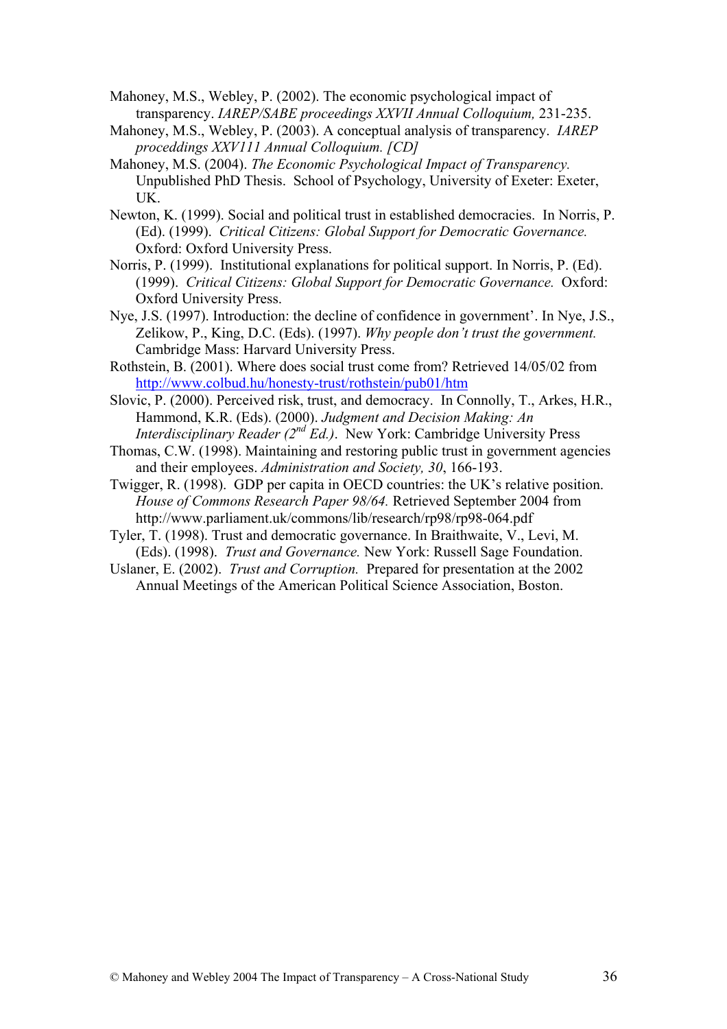Mahoney, M.S., Webley, P. (2002). The economic psychological impact of transparency. *IAREP/SABE proceedings XXVII Annual Colloquium,* 231-235.

Mahoney, M.S., Webley, P. (2003). A conceptual analysis of transparency. *IAREP proceddings XXV111 Annual Colloquium. [CD]*

Mahoney, M.S. (2004). *The Economic Psychological Impact of Transparency.* Unpublished PhD Thesis. School of Psychology, University of Exeter: Exeter, UK.

Newton, K. (1999). Social and political trust in established democracies. In Norris, P. (Ed). (1999). *Critical Citizens: Global Support for Democratic Governance.* Oxford: Oxford University Press.

Norris, P. (1999). Institutional explanations for political support. In Norris, P. (Ed). (1999). *Critical Citizens: Global Support for Democratic Governance.* Oxford: Oxford University Press.

Nye, J.S. (1997). Introduction: the decline of confidence in government'. In Nye, J.S., Zelikow, P., King, D.C. (Eds). (1997). *Why people don't trust the government.* Cambridge Mass: Harvard University Press.

Rothstein, B. (2001). Where does social trust come from? Retrieved 14/05/02 from http://www.colbud.hu/honesty-trust/rothstein/pub01/htm

Slovic, P. (2000). Perceived risk, trust, and democracy. In Connolly, T., Arkes, H.R., Hammond, K.R. (Eds). (2000). *Judgment and Decision Making: An Interdisciplinary Reader (2nd Ed.)*. New York: Cambridge University Press

Thomas, C.W. (1998). Maintaining and restoring public trust in government agencies and their employees. *Administration and Society, 30*, 166-193.

Twigger, R. (1998). GDP per capita in OECD countries: the UK's relative position. *House of Commons Research Paper 98/64.* Retrieved September 2004 from http://www.parliament.uk/commons/lib/research/rp98/rp98-064.pdf

Tyler, T. (1998). Trust and democratic governance. In Braithwaite, V., Levi, M. (Eds). (1998). *Trust and Governance.* New York: Russell Sage Foundation.

Uslaner, E. (2002). *Trust and Corruption.* Prepared for presentation at the 2002 Annual Meetings of the American Political Science Association, Boston.